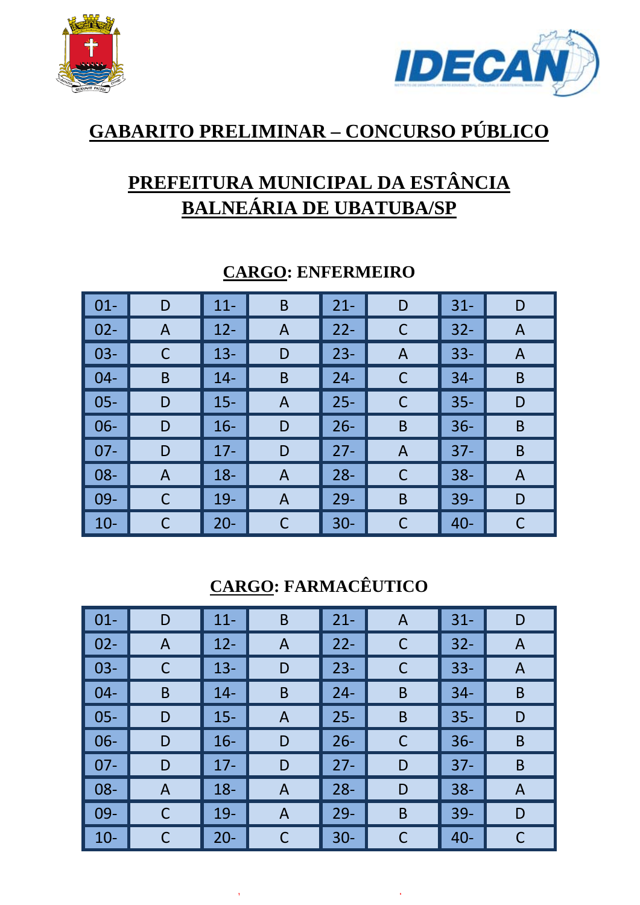# GABARITO PRELIMINAR – CONCURSO PÚBLICO

## PREFEITURA MUNICIPAL DA ESTÂNCIA BALNEÁRIA DE UBATUBA/SP

### CARGO: ENFERMEIRO

| 01- | D | 11- | B | 21- | D | 31- | D |
|---|---|---|---|---|---|---|---|
| 02- | A | 12- | A | 22- | C | 32- | A |
| 03- | C | 13- | D | 23- | A | 33- | A |
| 04- | B | 14- | B | 24- | C | 34- | B |
| 05- | D | 15- | A | 25- | C | 35- | D |
| 06- | D | 16- | D | 26- | B | 36- | B |
| 07- | D | 17- | D | 27- | A | 37- | B |
| 08- | A | 18- | A | 28- | C | 38- | A |
| 09- | C | 19- | A | 29- | B | 39- | D |
| 10- | C | 20- | C | 30- | C | 40- | C |

### CARGO: FARMACÊUTICO

| 01- | D | 11- | B | 21- | A | 31- | D |
|---|---|---|---|---|---|---|---|
| 02- | A | 12- | A | 22- | C | 32- | A |
| 03- | C | 13- | D | 23- | C | 33- | A |
| 04- | B | 14- | B | 24- | B | 34- | B |
| 05- | D | 15- | A | 25- | B | 35- | D |
| 06- | D | 16- | D | 26- | C | 36- | B |
| 07- | D | 17- | D | 27- | D | 37- | B |
| 08- | A | 18- | A | 28- | D | 38- | A |
| 09- | C | 19- | A | 29- | B | 39- | D |
| 10- | C | 20- | C | 30- | C | 40- | C |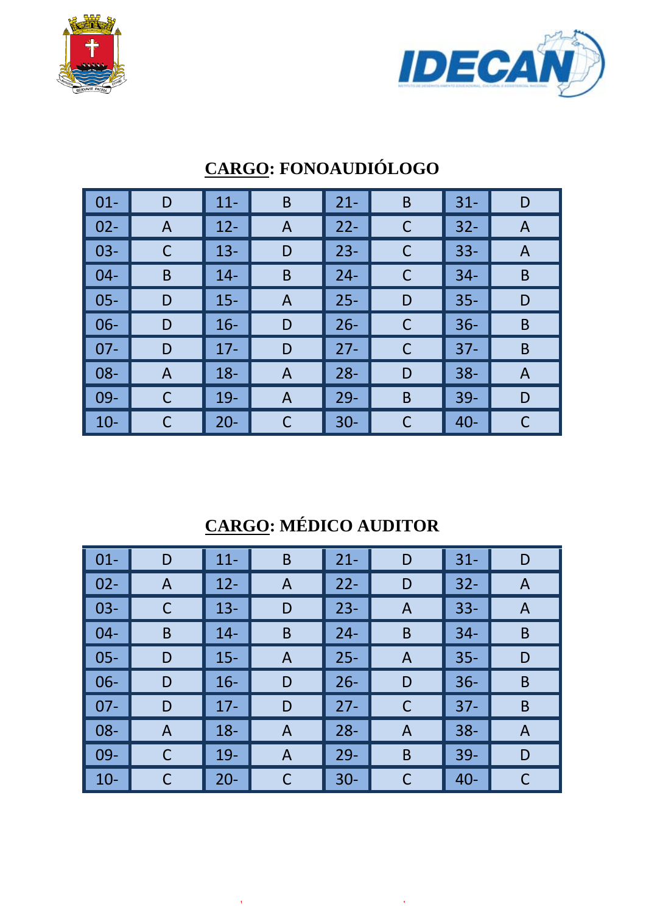## CARGO: FONOAUDIÓLOGO

| | | | | | | | |
|---|---|---|---|---|---|---|---|
| 01- | D | 11- | B | 21- | B | 31- | D |
| 02- | A | 12- | A | 22- | C | 32- | A |
| 03- | C | 13- | D | 23- | C | 33- | A |
| 04- | B | 14- | B | 24- | C | 34- | B |
| 05- | D | 15- | A | 25- | D | 35- | D |
| 06- | D | 16- | D | 26- | C | 36- | B |
| 07- | D | 17- | D | 27- | C | 37- | B |
| 08- | A | 18- | A | 28- | D | 38- | A |
| 09- | C | 19- | A | 29- | B | 39- | D |
| 10- | C | 20- | C | 30- | C | 40- | C |

## CARGO: MÉDICO AUDITOR

| | | | | | | | |
|---|---|---|---|---|---|---|---|
| 01- | D | 11- | B | 21- | D | 31- | D |
| 02- | A | 12- | A | 22- | D | 32- | A |
| 03- | C | 13- | D | 23- | A | 33- | A |
| 04- | B | 14- | B | 24- | B | 34- | B |
| 05- | D | 15- | A | 25- | A | 35- | D |
| 06- | D | 16- | D | 26- | D | 36- | B |
| 07- | D | 17- | D | 27- | C | 37- | B |
| 08- | A | 18- | A | 28- | A | 38- | A |
| 09- | C | 19- | A | 29- | B | 39- | D |
| 10- | C | 20- | C | 30- | C | 40- | C |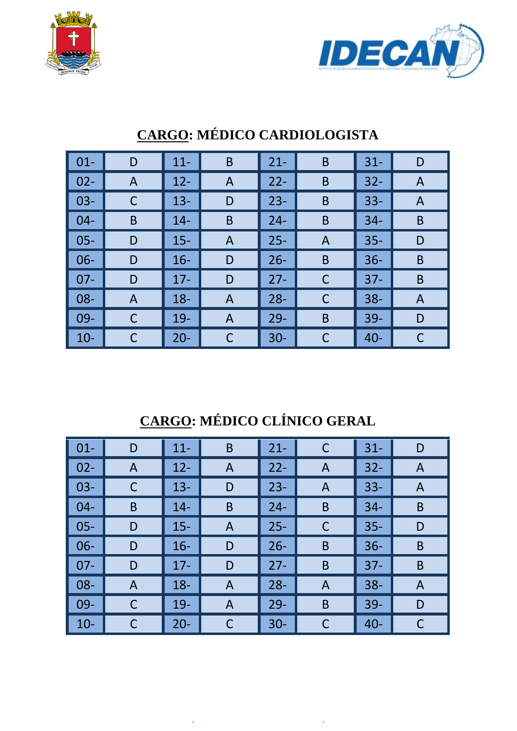## CARGO: MÉDICO CARDIOLOGISTA

| | | | | | | | |
|---|---|---|---|---|---|---|---|
| 01- | D | 11- | B | 21- | B | 31- | D |
| 02- | A | 12- | A | 22- | B | 32- | A |
| 03- | C | 13- | D | 23- | B | 33- | A |
| 04- | B | 14- | B | 24- | B | 34- | B |
| 05- | D | 15- | A | 25- | A | 35- | D |
| 06- | D | 16- | D | 26- | B | 36- | B |
| 07- | D | 17- | D | 27- | C | 37- | B |
| 08- | A | 18- | A | 28- | C | 38- | A |
| 09- | C | 19- | A | 29- | B | 39- | D |
| 10- | C | 20- | C | 30- | C | 40- | C |

## CARGO: MÉDICO CLÍNICO GERAL

| | | | | | | | |
|---|---|---|---|---|---|---|---|
| 01- | D | 11- | B | 21- | C | 31- | D |
| 02- | A | 12- | A | 22- | A | 32- | A |
| 03- | C | 13- | D | 23- | A | 33- | A |
| 04- | B | 14- | B | 24- | B | 34- | B |
| 05- | D | 15- | A | 25- | C | 35- | D |
| 06- | D | 16- | D | 26- | B | 36- | B |
| 07- | D | 17- | D | 27- | B | 37- | B |
| 08- | A | 18- | A | 28- | A | 38- | A |
| 09- | C | 19- | A | 29- | B | 39- | D |
| 10- | C | 20- | C | 30- | C | 40- | C |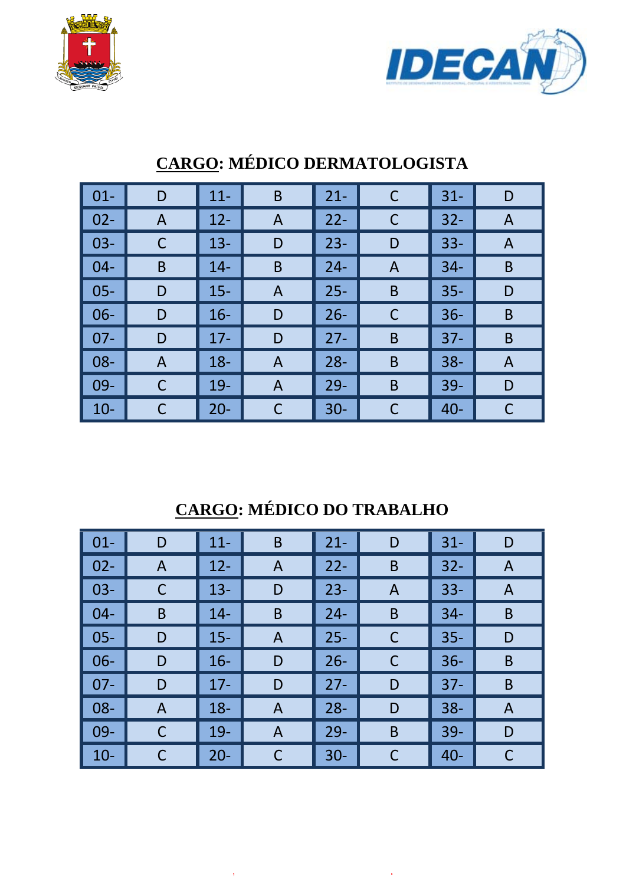## CARGO: MÉDICO DERMATOLOGISTA

| | | | | | | | |
|---|---|---|---|---|---|---|---|
| 01- | D | 11- | B | 21- | C | 31- | D |
| 02- | A | 12- | A | 22- | C | 32- | A |
| 03- | C | 13- | D | 23- | D | 33- | A |
| 04- | B | 14- | B | 24- | A | 34- | B |
| 05- | D | 15- | A | 25- | B | 35- | D |
| 06- | D | 16- | D | 26- | C | 36- | B |
| 07- | D | 17- | D | 27- | B | 37- | B |
| 08- | A | 18- | A | 28- | B | 38- | A |
| 09- | C | 19- | A | 29- | B | 39- | D |
| 10- | C | 20- | C | 30- | C | 40- | C |

## CARGO: MÉDICO DO TRABALHO

| | | | | | | | |
|---|---|---|---|---|---|---|---|
| 01- | D | 11- | B | 21- | D | 31- | D |
| 02- | A | 12- | A | 22- | B | 32- | A |
| 03- | C | 13- | D | 23- | A | 33- | A |
| 04- | B | 14- | B | 24- | B | 34- | B |
| 05- | D | 15- | A | 25- | C | 35- | D |
| 06- | D | 16- | D | 26- | C | 36- | B |
| 07- | D | 17- | D | 27- | D | 37- | B |
| 08- | A | 18- | A | 28- | D | 38- | A |
| 09- | C | 19- | A | 29- | B | 39- | D |
| 10- | C | 20- | C | 30- | C | 40- | C |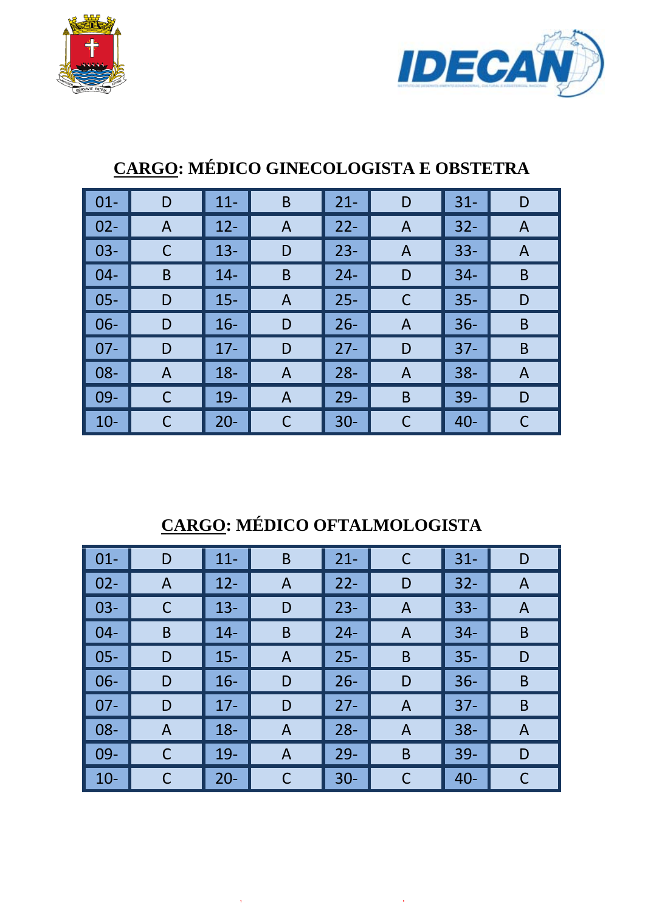## CARGO: MÉDICO GINECOLOGISTA E OBSTETRA

| | | | | | | | |
|---|---|---|---|---|---|---|---|
| 01- | D | 11- | B | 21- | D | 31- | D |
| 02- | A | 12- | A | 22- | A | 32- | A |
| 03- | C | 13- | D | 23- | A | 33- | A |
| 04- | B | 14- | B | 24- | D | 34- | B |
| 05- | D | 15- | A | 25- | C | 35- | D |
| 06- | D | 16- | D | 26- | A | 36- | B |
| 07- | D | 17- | D | 27- | D | 37- | B |
| 08- | A | 18- | A | 28- | A | 38- | A |
| 09- | C | 19- | A | 29- | B | 39- | D |
| 10- | C | 20- | C | 30- | C | 40- | C |

## CARGO: MÉDICO OFTALMOLOGISTA

| | | | | | | | |
|---|---|---|---|---|---|---|---|
| 01- | D | 11- | B | 21- | C | 31- | D |
| 02- | A | 12- | A | 22- | D | 32- | A |
| 03- | C | 13- | D | 23- | A | 33- | A |
| 04- | B | 14- | B | 24- | A | 34- | B |
| 05- | D | 15- | A | 25- | B | 35- | D |
| 06- | D | 16- | D | 26- | D | 36- | B |
| 07- | D | 17- | D | 27- | A | 37- | B |
| 08- | A | 18- | A | 28- | A | 38- | A |
| 09- | C | 19- | A | 29- | B | 39- | D |
| 10- | C | 20- | C | 30- | C | 40- | C |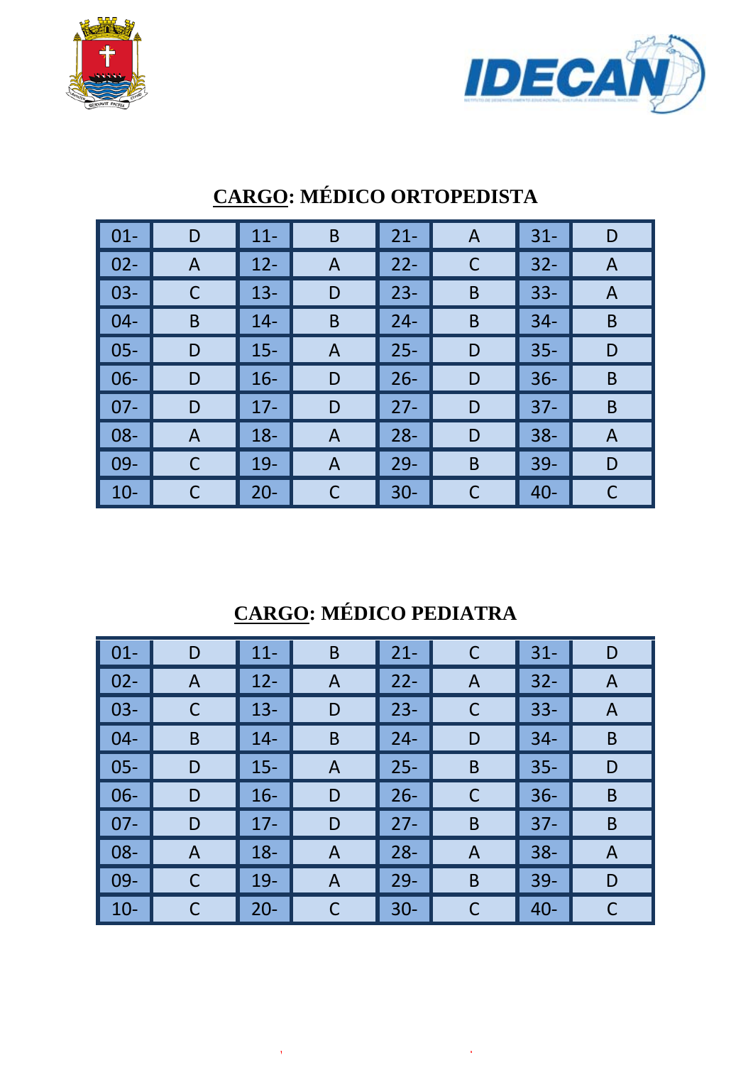## CARGO: MÉDICO ORTOPEDISTA

| | | | | | | | |
|---|---|---|---|---|---|---|---|
| 01- | D | 11- | B | 21- | A | 31- | D |
| 02- | A | 12- | A | 22- | C | 32- | A |
| 03- | C | 13- | D | 23- | B | 33- | A |
| 04- | B | 14- | B | 24- | B | 34- | B |
| 05- | D | 15- | A | 25- | D | 35- | D |
| 06- | D | 16- | D | 26- | D | 36- | B |
| 07- | D | 17- | D | 27- | D | 37- | B |
| 08- | A | 18- | A | 28- | D | 38- | A |
| 09- | C | 19- | A | 29- | B | 39- | D |
| 10- | C | 20- | C | 30- | C | 40- | C |

## CARGO: MÉDICO PEDIATRA

| | | | | | | | |
|---|---|---|---|---|---|---|---|
| 01- | D | 11- | B | 21- | C | 31- | D |
| 02- | A | 12- | A | 22- | A | 32- | A |
| 03- | C | 13- | D | 23- | C | 33- | A |
| 04- | B | 14- | B | 24- | D | 34- | B |
| 05- | D | 15- | A | 25- | B | 35- | D |
| 06- | D | 16- | D | 26- | C | 36- | B |
| 07- | D | 17- | D | 27- | B | 37- | B |
| 08- | A | 18- | A | 28- | A | 38- | A |
| 09- | C | 19- | A | 29- | B | 39- | D |
| 10- | C | 20- | C | 30- | C | 40- | C |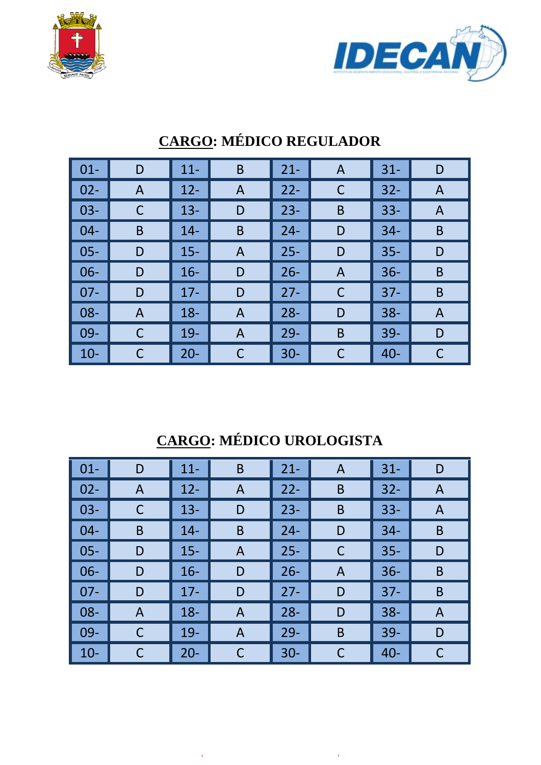## CARGO: MÉDICO REGULADOR

| | | | | | | | |
|---|---|---|---|---|---|---|---|
| 01- | D | 11- | B | 21- | A | 31- | D |
| 02- | A | 12- | A | 22- | C | 32- | A |
| 03- | C | 13- | D | 23- | B | 33- | A |
| 04- | B | 14- | B | 24- | D | 34- | B |
| 05- | D | 15- | A | 25- | D | 35- | D |
| 06- | D | 16- | D | 26- | A | 36- | B |
| 07- | D | 17- | D | 27- | C | 37- | B |
| 08- | A | 18- | A | 28- | D | 38- | A |
| 09- | C | 19- | A | 29- | B | 39- | D |
| 10- | C | 20- | C | 30- | C | 40- | C |

## CARGO: MÉDICO UROLOGISTA

| | | | | | | | |
|---|---|---|---|---|---|---|---|
| 01- | D | 11- | B | 21- | A | 31- | D |
| 02- | A | 12- | A | 22- | B | 32- | A |
| 03- | C | 13- | D | 23- | B | 33- | A |
| 04- | B | 14- | B | 24- | D | 34- | B |
| 05- | D | 15- | A | 25- | C | 35- | D |
| 06- | D | 16- | D | 26- | A | 36- | B |
| 07- | D | 17- | D | 27- | D | 37- | B |
| 08- | A | 18- | A | 28- | D | 38- | A |
| 09- | C | 19- | A | 29- | B | 39- | D |
| 10- | C | 20- | C | 30- | C | 40- | C |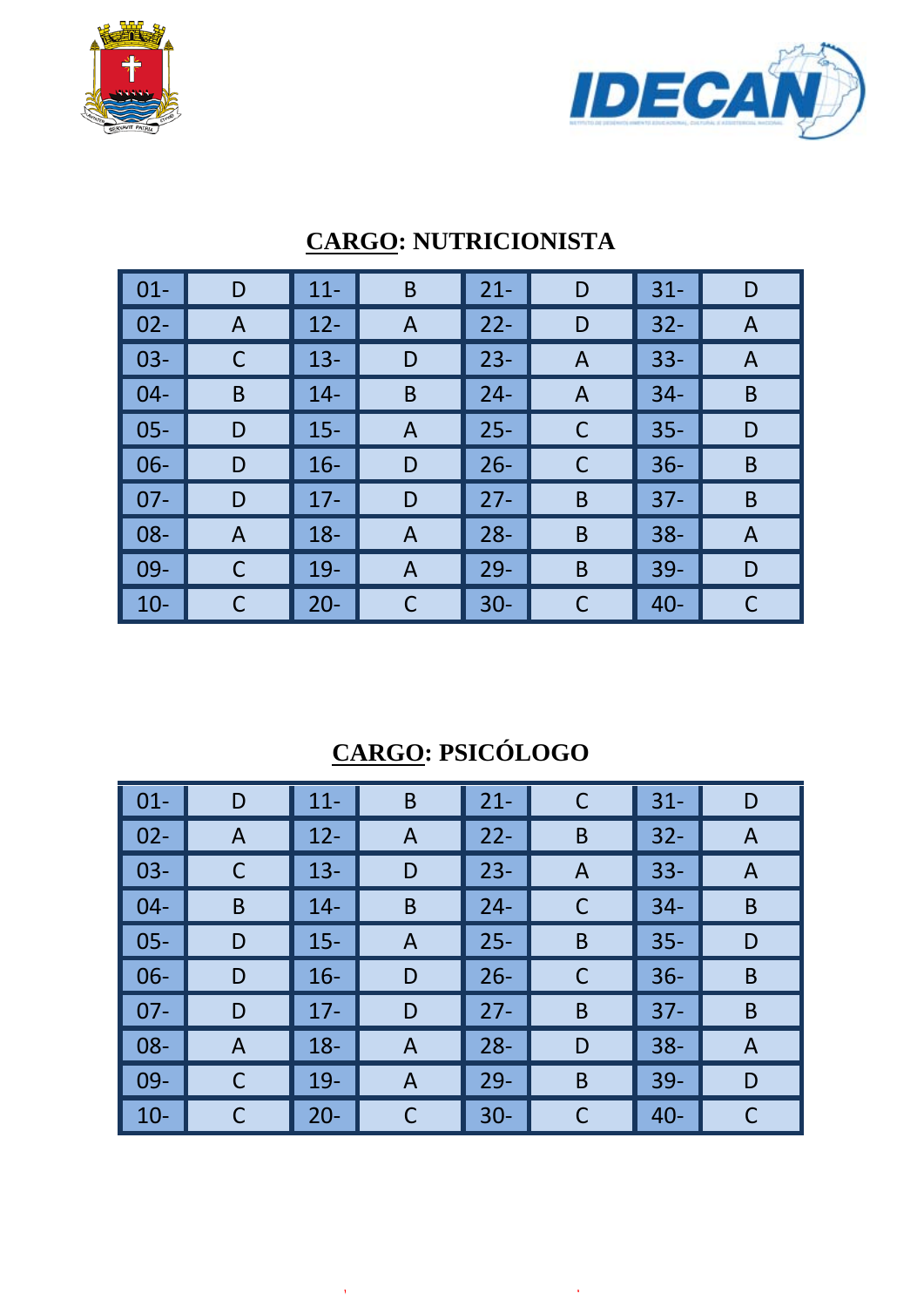## CARGO: NUTRICIONISTA

| | | | | | | | |
|---|---|---|---|---|---|---|---|
| 01- | D | 11- | B | 21- | D | 31- | D |
| 02- | A | 12- | A | 22- | D | 32- | A |
| 03- | C | 13- | D | 23- | A | 33- | A |
| 04- | B | 14- | B | 24- | A | 34- | B |
| 05- | D | 15- | A | 25- | C | 35- | D |
| 06- | D | 16- | D | 26- | C | 36- | B |
| 07- | D | 17- | D | 27- | B | 37- | B |
| 08- | A | 18- | A | 28- | B | 38- | A |
| 09- | C | 19- | A | 29- | B | 39- | D |
| 10- | C | 20- | C | 30- | C | 40- | C |

## CARGO: PSICÓLOGO

| | | | | | | | |
|---|---|---|---|---|---|---|---|
| 01- | D | 11- | B | 21- | C | 31- | D |
| 02- | A | 12- | A | 22- | B | 32- | A |
| 03- | C | 13- | D | 23- | A | 33- | A |
| 04- | B | 14- | B | 24- | C | 34- | B |
| 05- | D | 15- | A | 25- | B | 35- | D |
| 06- | D | 16- | D | 26- | C | 36- | B |
| 07- | D | 17- | D | 27- | B | 37- | B |
| 08- | A | 18- | A | 28- | D | 38- | A |
| 09- | C | 19- | A | 29- | B | 39- | D |
| 10- | C | 20- | C | 30- | C | 40- | C |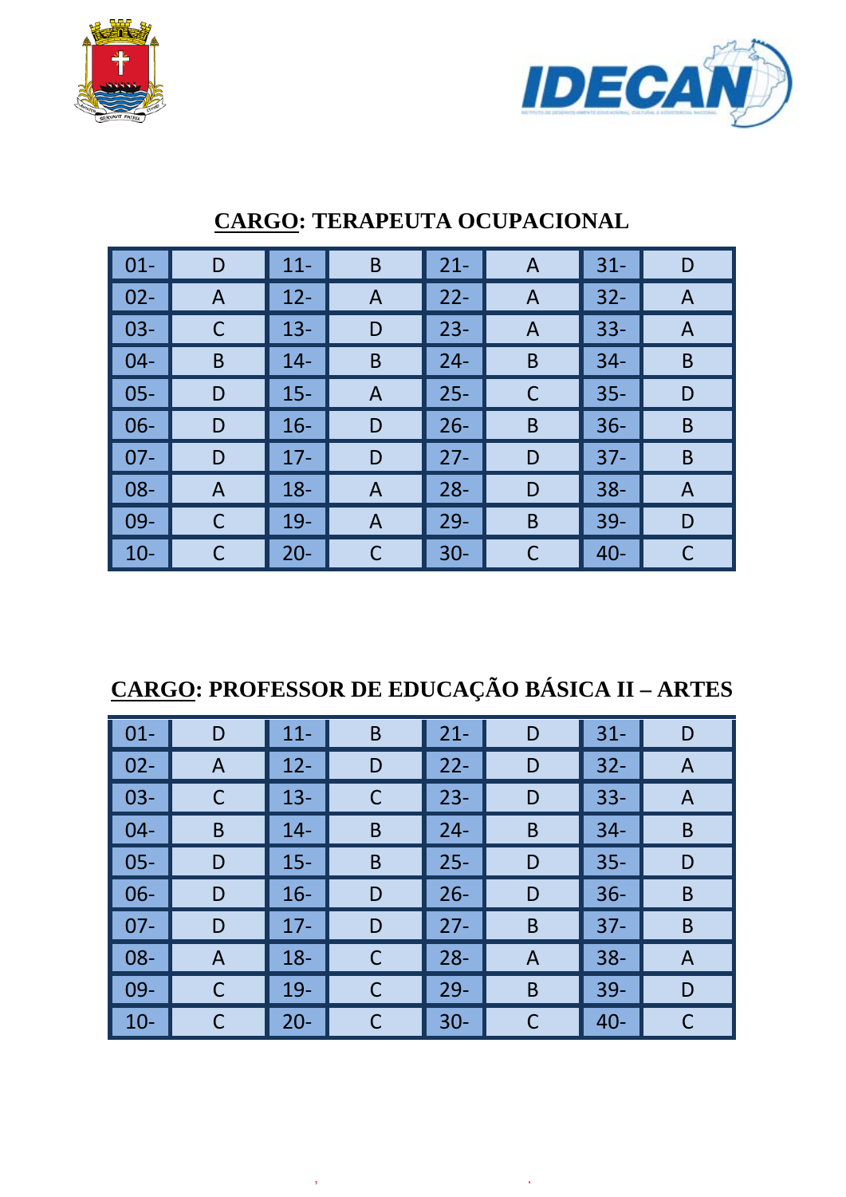## CARGO: TERAPEUTA OCUPACIONAL

| | | | | | | | |
|---|---|---|---|---|---|---|---|
| 01- | D | 11- | B | 21- | A | 31- | D |
| 02- | A | 12- | A | 22- | A | 32- | A |
| 03- | C | 13- | D | 23- | A | 33- | A |
| 04- | B | 14- | B | 24- | B | 34- | B |
| 05- | D | 15- | A | 25- | C | 35- | D |
| 06- | D | 16- | D | 26- | B | 36- | B |
| 07- | D | 17- | D | 27- | D | 37- | B |
| 08- | A | 18- | A | 28- | D | 38- | A |
| 09- | C | 19- | A | 29- | B | 39- | D |
| 10- | C | 20- | C | 30- | C | 40- | C |

## CARGO: PROFESSOR DE EDUCAÇÃO BÁSICA II – ARTES

| | | | | | | | |
|---|---|---|---|---|---|---|---|
| 01- | D | 11- | B | 21- | D | 31- | D |
| 02- | A | 12- | D | 22- | D | 32- | A |
| 03- | C | 13- | C | 23- | D | 33- | A |
| 04- | B | 14- | B | 24- | B | 34- | B |
| 05- | D | 15- | B | 25- | D | 35- | D |
| 06- | D | 16- | D | 26- | D | 36- | B |
| 07- | D | 17- | D | 27- | B | 37- | B |
| 08- | A | 18- | C | 28- | A | 38- | A |
| 09- | C | 19- | C | 29- | B | 39- | D |
| 10- | C | 20- | C | 30- | C | 40- | C |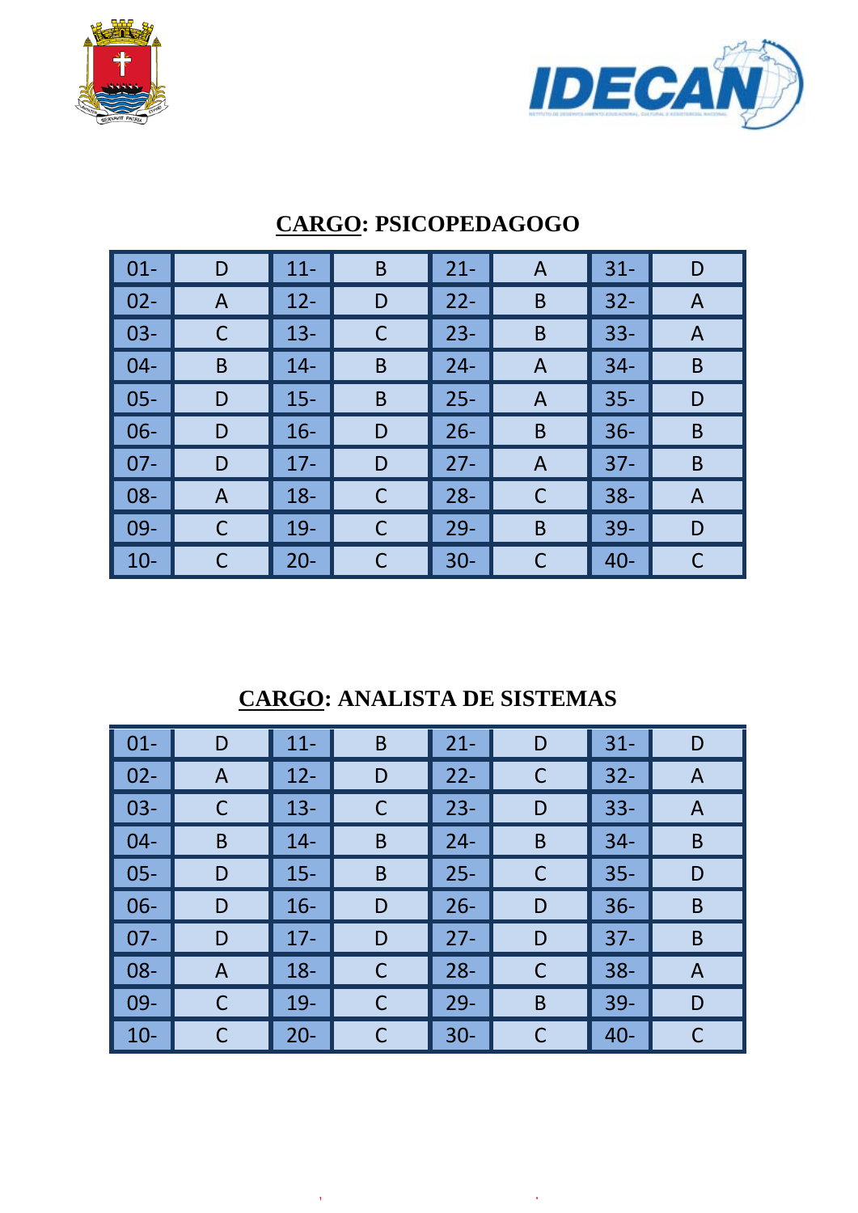## CARGO: PSICOPEDAGOGO

| | | | | | | | |
|---|---|---|---|---|---|---|---|
| 01- | D | 11- | B | 21- | A | 31- | D |
| 02- | A | 12- | D | 22- | B | 32- | A |
| 03- | C | 13- | C | 23- | B | 33- | A |
| 04- | B | 14- | B | 24- | A | 34- | B |
| 05- | D | 15- | B | 25- | A | 35- | D |
| 06- | D | 16- | D | 26- | B | 36- | B |
| 07- | D | 17- | D | 27- | A | 37- | B |
| 08- | A | 18- | C | 28- | C | 38- | A |
| 09- | C | 19- | C | 29- | B | 39- | D |
| 10- | C | 20- | C | 30- | C | 40- | C |

## CARGO: ANALISTA DE SISTEMAS

| | | | | | | | |
|---|---|---|---|---|---|---|---|
| 01- | D | 11- | B | 21- | D | 31- | D |
| 02- | A | 12- | D | 22- | C | 32- | A |
| 03- | C | 13- | C | 23- | D | 33- | A |
| 04- | B | 14- | B | 24- | B | 34- | B |
| 05- | D | 15- | B | 25- | C | 35- | D |
| 06- | D | 16- | D | 26- | D | 36- | B |
| 07- | D | 17- | D | 27- | D | 37- | B |
| 08- | A | 18- | C | 28- | C | 38- | A |
| 09- | C | 19- | C | 29- | B | 39- | D |
| 10- | C | 20- | C | 30- | C | 40- | C |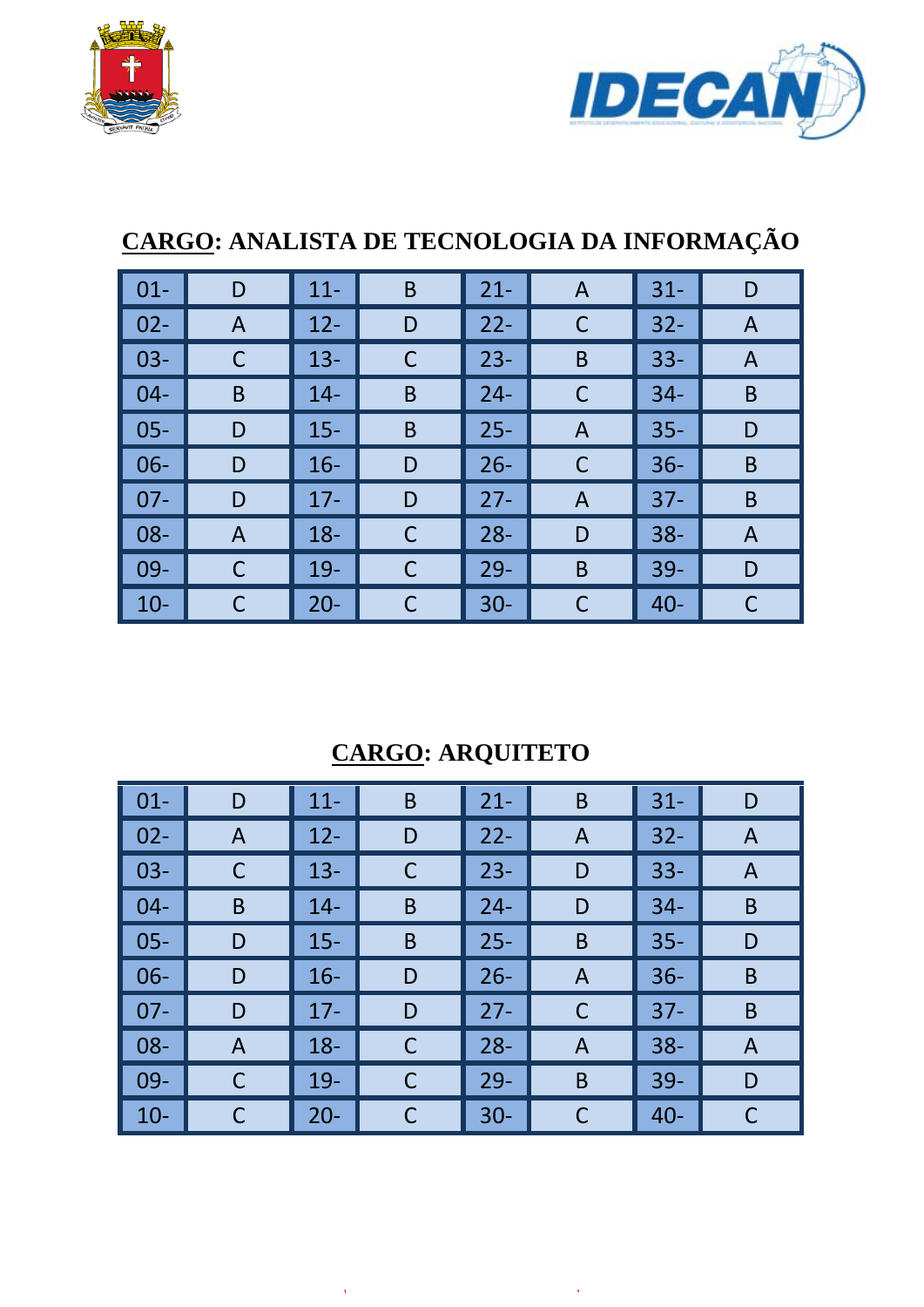## CARGO: ANALISTA DE TECNOLOGIA DA INFORMAÇÃO

| | | | | | | | |
|---|---|---|---|---|---|---|---|
| 01- | D | 11- | B | 21- | A | 31- | D |
| 02- | A | 12- | D | 22- | C | 32- | A |
| 03- | C | 13- | C | 23- | B | 33- | A |
| 04- | B | 14- | B | 24- | C | 34- | B |
| 05- | D | 15- | B | 25- | A | 35- | D |
| 06- | D | 16- | D | 26- | C | 36- | B |
| 07- | D | 17- | D | 27- | A | 37- | B |
| 08- | A | 18- | C | 28- | D | 38- | A |
| 09- | C | 19- | C | 29- | B | 39- | D |
| 10- | C | 20- | C | 30- | C | 40- | C |

## CARGO: ARQUITETO

| | | | | | | | |
|---|---|---|---|---|---|---|---|
| 01- | D | 11- | B | 21- | B | 31- | D |
| 02- | A | 12- | D | 22- | A | 32- | A |
| 03- | C | 13- | C | 23- | D | 33- | A |
| 04- | B | 14- | B | 24- | D | 34- | B |
| 05- | D | 15- | B | 25- | B | 35- | D |
| 06- | D | 16- | D | 26- | A | 36- | B |
| 07- | D | 17- | D | 27- | C | 37- | B |
| 08- | A | 18- | C | 28- | A | 38- | A |
| 09- | C | 19- | C | 29- | B | 39- | D |
| 10- | C | 20- | C | 30- | C | 40- | C |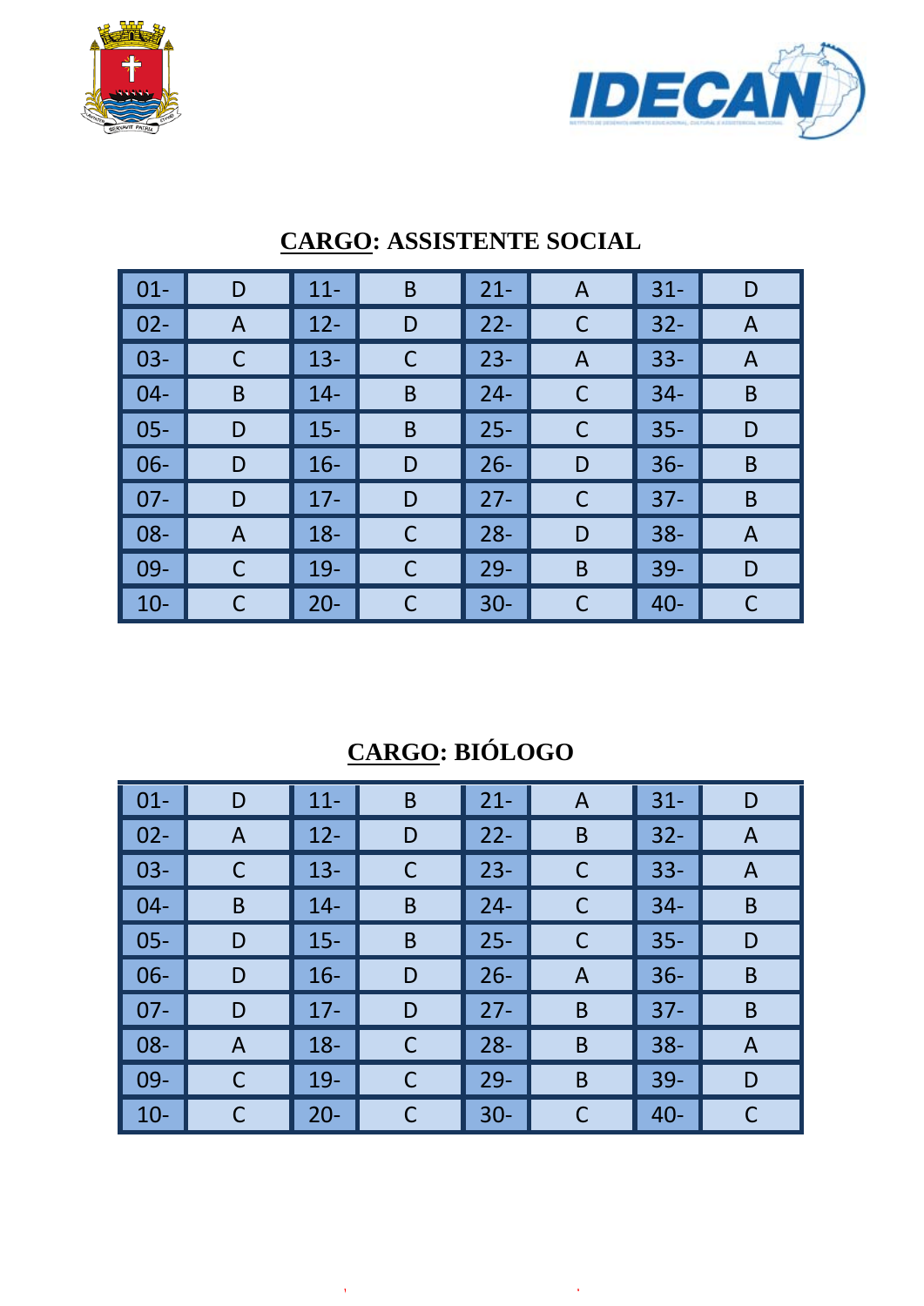## CARGO: ASSISTENTE SOCIAL

| | | | | | | | |
|---|---|---|---|---|---|---|---|
| 01- | D | 11- | B | 21- | A | 31- | D |
| 02- | A | 12- | D | 22- | C | 32- | A |
| 03- | C | 13- | C | 23- | A | 33- | A |
| 04- | B | 14- | B | 24- | C | 34- | B |
| 05- | D | 15- | B | 25- | C | 35- | D |
| 06- | D | 16- | D | 26- | D | 36- | B |
| 07- | D | 17- | D | 27- | C | 37- | B |
| 08- | A | 18- | C | 28- | D | 38- | A |
| 09- | C | 19- | C | 29- | B | 39- | D |
| 10- | C | 20- | C | 30- | C | 40- | C |

## CARGO: BIÓLOGO

| | | | | | | | |
|---|---|---|---|---|---|---|---|
| 01- | D | 11- | B | 21- | A | 31- | D |
| 02- | A | 12- | D | 22- | B | 32- | A |
| 03- | C | 13- | C | 23- | C | 33- | A |
| 04- | B | 14- | B | 24- | C | 34- | B |
| 05- | D | 15- | B | 25- | C | 35- | D |
| 06- | D | 16- | D | 26- | A | 36- | B |
| 07- | D | 17- | D | 27- | B | 37- | B |
| 08- | A | 18- | C | 28- | B | 38- | A |
| 09- | C | 19- | C | 29- | B | 39- | D |
| 10- | C | 20- | C | 30- | C | 40- | C |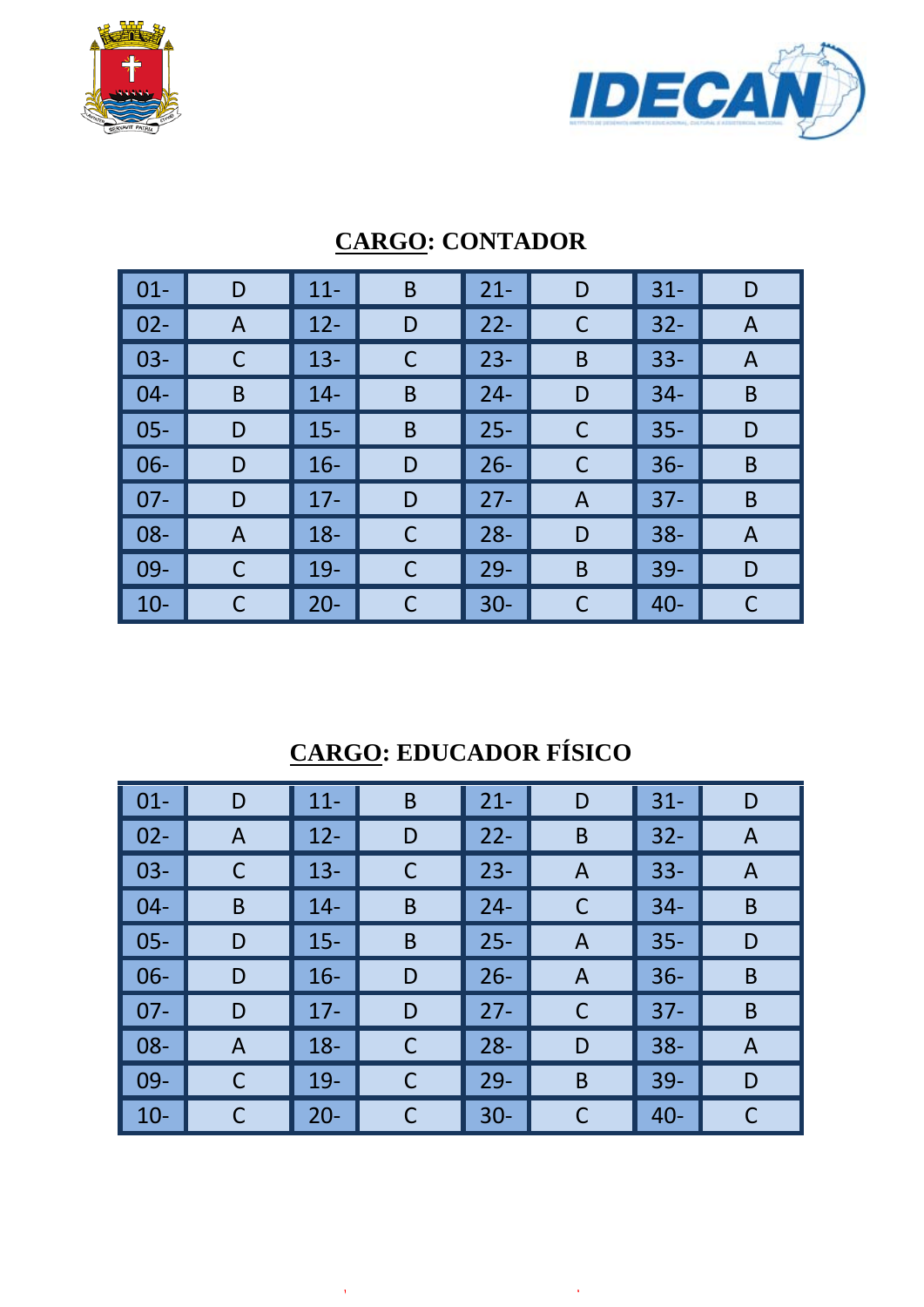## **CARGO: CONTADOR**

| 01- | D | 11- | B | 21- | D | 31- | D |
|---|---|---|---|---|---|---|---|
| 02- | A | 12- | D | 22- | C | 32- | A |
| 03- | C | 13- | C | 23- | B | 33- | A |
| 04- | B | 14- | B | 24- | D | 34- | B |
| 05- | D | 15- | B | 25- | C | 35- | D |
| 06- | D | 16- | D | 26- | C | 36- | B |
| 07- | D | 17- | D | 27- | A | 37- | B |
| 08- | A | 18- | C | 28- | D | 38- | A |
| 09- | C | 19- | C | 29- | B | 39- | D |
| 10- | C | 20- | C | 30- | C | 40- | C |

## **CARGO: EDUCADOR FÍSICO**

| 01- | D | 11- | B | 21- | D | 31- | D |
|---|---|---|---|---|---|---|---|
| 02- | A | 12- | D | 22- | B | 32- | A |
| 03- | C | 13- | C | 23- | A | 33- | A |
| 04- | B | 14- | B | 24- | C | 34- | B |
| 05- | D | 15- | B | 25- | A | 35- | D |
| 06- | D | 16- | D | 26- | A | 36- | B |
| 07- | D | 17- | D | 27- | C | 37- | B |
| 08- | A | 18- | C | 28- | D | 38- | A |
| 09- | C | 19- | C | 29- | B | 39- | D |
| 10- | C | 20- | C | 30- | C | 40- | C |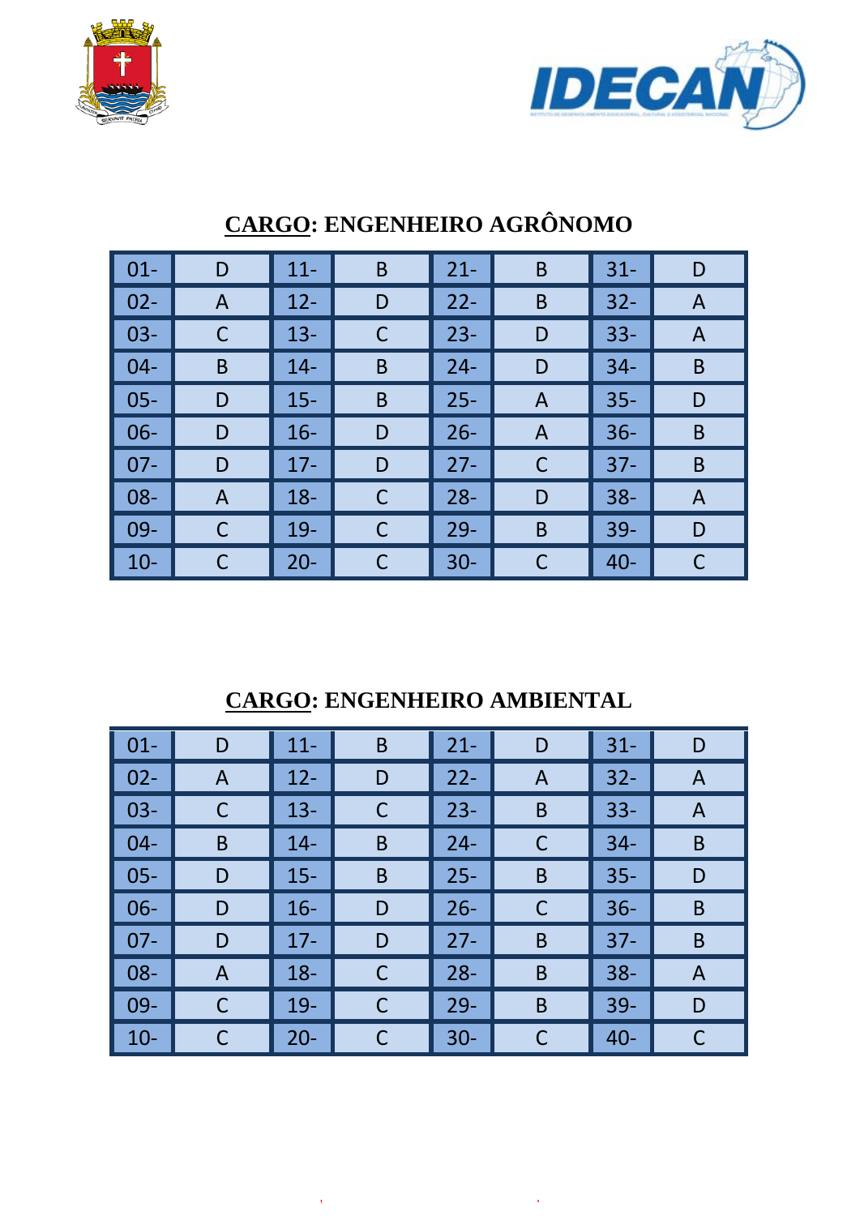## **CARGO: ENGENHEIRO AGRÔNOMO**

| | | | | | | | |
|---|---|---|---|---|---|---|---|
| 01- | D | 11- | B | 21- | B | 31- | D |
| 02- | A | 12- | D | 22- | B | 32- | A |
| 03- | C | 13- | C | 23- | D | 33- | A |
| 04- | B | 14- | B | 24- | D | 34- | B |
| 05- | D | 15- | B | 25- | A | 35- | D |
| 06- | D | 16- | D | 26- | A | 36- | B |
| 07- | D | 17- | D | 27- | C | 37- | B |
| 08- | A | 18- | C | 28- | D | 38- | A |
| 09- | C | 19- | C | 29- | B | 39- | D |
| 10- | C | 20- | C | 30- | C | 40- | C |

## **CARGO: ENGENHEIRO AMBIENTAL**

| | | | | | | | |
|---|---|---|---|---|---|---|---|
| 01- | D | 11- | B | 21- | D | 31- | D |
| 02- | A | 12- | D | 22- | A | 32- | A |
| 03- | C | 13- | C | 23- | B | 33- | A |
| 04- | B | 14- | B | 24- | C | 34- | B |
| 05- | D | 15- | B | 25- | B | 35- | D |
| 06- | D | 16- | D | 26- | C | 36- | B |
| 07- | D | 17- | D | 27- | B | 37- | B |
| 08- | A | 18- | C | 28- | B | 38- | A |
| 09- | C | 19- | C | 29- | B | 39- | D |
| 10- | C | 20- | C | 30- | C | 40- | C |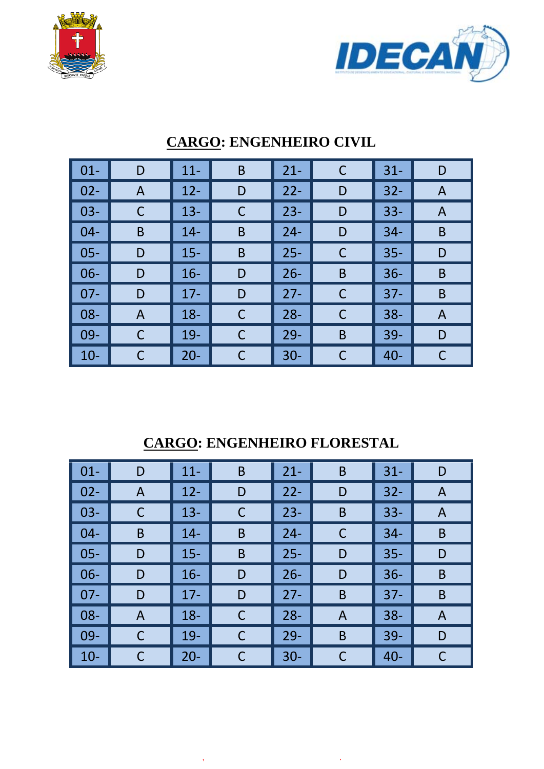## CARGO: ENGENHEIRO CIVIL

| | | | | | | | |
|---|---|---|---|---|---|---|---|
| 01- | D | 11- | B | 21- | C | 31- | D |
| 02- | A | 12- | D | 22- | D | 32- | A |
| 03- | C | 13- | C | 23- | D | 33- | A |
| 04- | B | 14- | B | 24- | D | 34- | B |
| 05- | D | 15- | B | 25- | C | 35- | D |
| 06- | D | 16- | D | 26- | B | 36- | B |
| 07- | D | 17- | D | 27- | C | 37- | B |
| 08- | A | 18- | C | 28- | C | 38- | A |
| 09- | C | 19- | C | 29- | B | 39- | D |
| 10- | C | 20- | C | 30- | C | 40- | C |

## CARGO: ENGENHEIRO FLORESTAL

| | | | | | | | |
|---|---|---|---|---|---|---|---|
| 01- | D | 11- | B | 21- | B | 31- | D |
| 02- | A | 12- | D | 22- | D | 32- | A |
| 03- | C | 13- | C | 23- | B | 33- | A |
| 04- | B | 14- | B | 24- | C | 34- | B |
| 05- | D | 15- | B | 25- | D | 35- | D |
| 06- | D | 16- | D | 26- | D | 36- | B |
| 07- | D | 17- | D | 27- | B | 37- | B |
| 08- | A | 18- | C | 28- | A | 38- | A |
| 09- | C | 19- | C | 29- | B | 39- | D |
| 10- | C | 20- | C | 30- | C | 40- | C |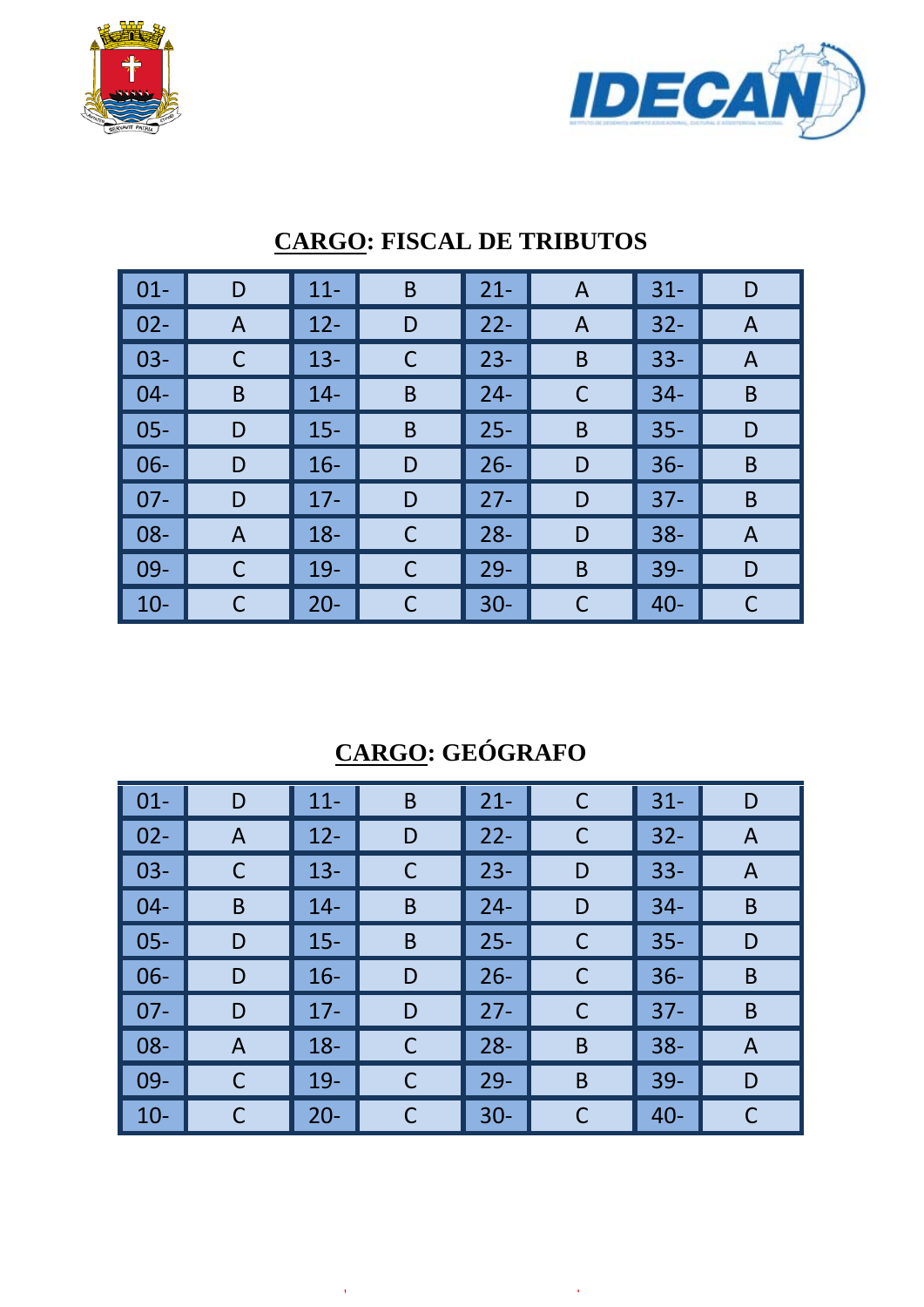## CARGO: FISCAL DE TRIBUTOS

| | | | | | | | |
|---|---|---|---|---|---|---|---|
| 01- | D | 11- | B | 21- | A | 31- | D |
| 02- | A | 12- | D | 22- | A | 32- | A |
| 03- | C | 13- | C | 23- | B | 33- | A |
| 04- | B | 14- | B | 24- | C | 34- | B |
| 05- | D | 15- | B | 25- | B | 35- | D |
| 06- | D | 16- | D | 26- | D | 36- | B |
| 07- | D | 17- | D | 27- | D | 37- | B |
| 08- | A | 18- | C | 28- | D | 38- | A |
| 09- | C | 19- | C | 29- | B | 39- | D |
| 10- | C | 20- | C | 30- | C | 40- | C |

## CARGO: GEÓGRAFO

| | | | | | | | |
|---|---|---|---|---|---|---|---|
| 01- | D | 11- | B | 21- | C | 31- | D |
| 02- | A | 12- | D | 22- | C | 32- | A |
| 03- | C | 13- | C | 23- | D | 33- | A |
| 04- | B | 14- | B | 24- | D | 34- | B |
| 05- | D | 15- | B | 25- | C | 35- | D |
| 06- | D | 16- | D | 26- | C | 36- | B |
| 07- | D | 17- | D | 27- | C | 37- | B |
| 08- | A | 18- | C | 28- | B | 38- | A |
| 09- | C | 19- | C | 29- | B | 39- | D |
| 10- | C | 20- | C | 30- | C | 40- | C |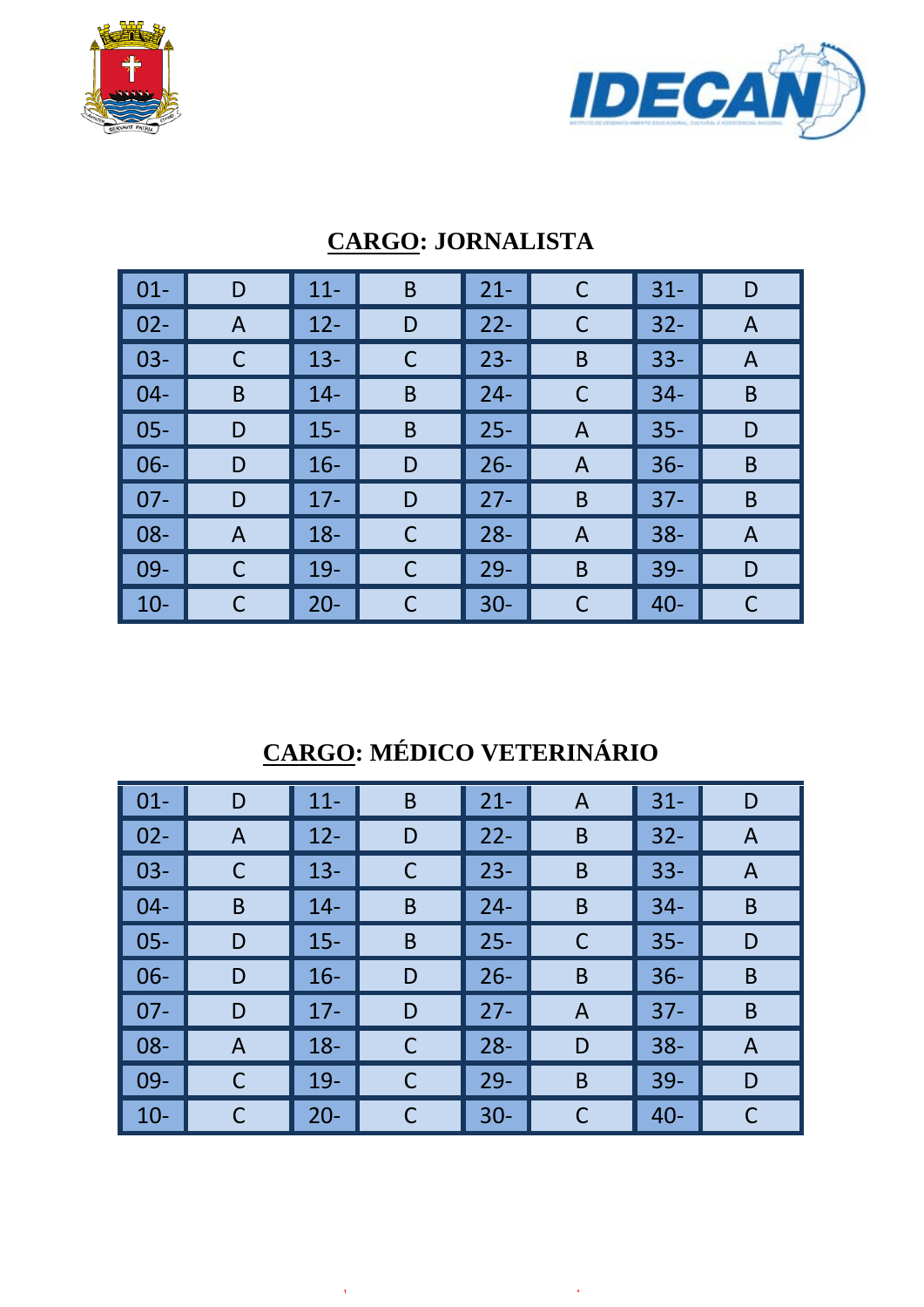## CARGO: JORNALISTA

| | | | | | | | |
|---|---|---|---|---|---|---|---|
| 01- | D | 11- | B | 21- | C | 31- | D |
| 02- | A | 12- | D | 22- | C | 32- | A |
| 03- | C | 13- | C | 23- | B | 33- | A |
| 04- | B | 14- | B | 24- | C | 34- | B |
| 05- | D | 15- | B | 25- | A | 35- | D |
| 06- | D | 16- | D | 26- | A | 36- | B |
| 07- | D | 17- | D | 27- | B | 37- | B |
| 08- | A | 18- | C | 28- | A | 38- | A |
| 09- | C | 19- | C | 29- | B | 39- | D |
| 10- | C | 20- | C | 30- | C | 40- | C |

## CARGO: MÉDICO VETERINÁRIO

| | | | | | | | |
|---|---|---|---|---|---|---|---|
| 01- | D | 11- | B | 21- | A | 31- | D |
| 02- | A | 12- | D | 22- | B | 32- | A |
| 03- | C | 13- | C | 23- | B | 33- | A |
| 04- | B | 14- | B | 24- | B | 34- | B |
| 05- | D | 15- | B | 25- | C | 35- | D |
| 06- | D | 16- | D | 26- | B | 36- | B |
| 07- | D | 17- | D | 27- | A | 37- | B |
| 08- | A | 18- | C | 28- | D | 38- | A |
| 09- | C | 19- | C | 29- | B | 39- | D |
| 10- | C | 20- | C | 30- | C | 40- | C |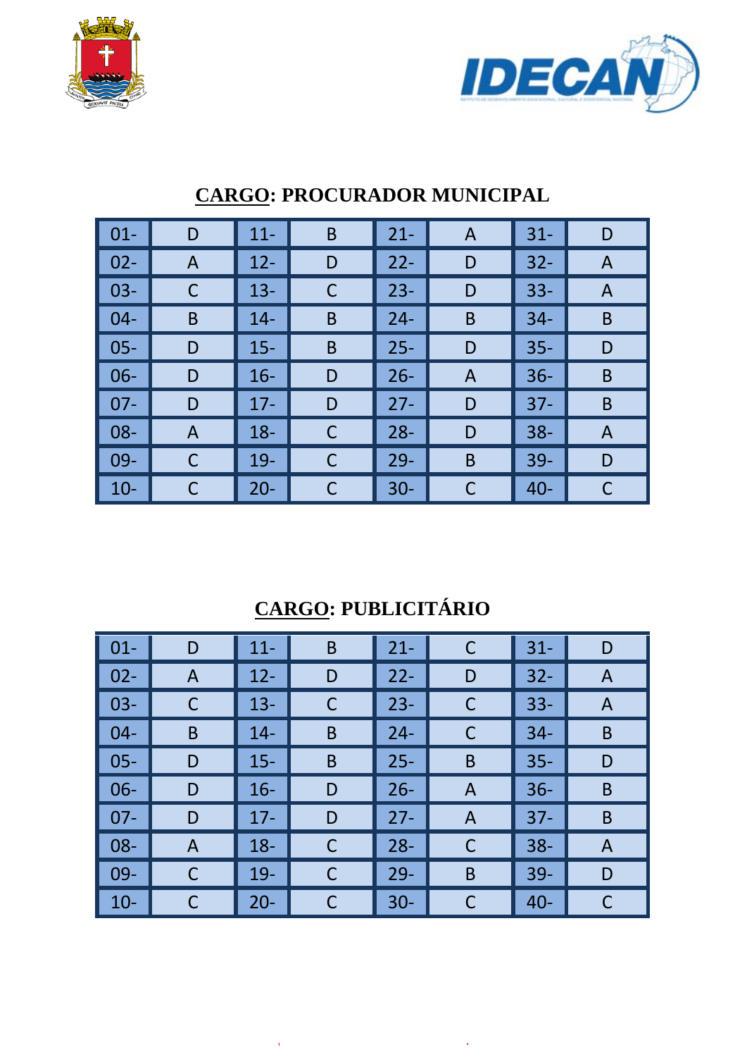## CARGO: PROCURADOR MUNICIPAL

| | | | | | | | |
|---|---|---|---|---|---|---|---|
| 01- | D | 11- | B | 21- | A | 31- | D |
| 02- | A | 12- | D | 22- | D | 32- | A |
| 03- | C | 13- | C | 23- | D | 33- | A |
| 04- | B | 14- | B | 24- | B | 34- | B |
| 05- | D | 15- | B | 25- | D | 35- | D |
| 06- | D | 16- | D | 26- | A | 36- | B |
| 07- | D | 17- | D | 27- | D | 37- | B |
| 08- | A | 18- | C | 28- | D | 38- | A |
| 09- | C | 19- | C | 29- | B | 39- | D |
| 10- | C | 20- | C | 30- | C | 40- | C |

## CARGO: PUBLICITÁRIO

| | | | | | | | |
|---|---|---|---|---|---|---|---|
| 01- | D | 11- | B | 21- | C | 31- | D |
| 02- | A | 12- | D | 22- | D | 32- | A |
| 03- | C | 13- | C | 23- | C | 33- | A |
| 04- | B | 14- | B | 24- | C | 34- | B |
| 05- | D | 15- | B | 25- | B | 35- | D |
| 06- | D | 16- | D | 26- | A | 36- | B |
| 07- | D | 17- | D | 27- | A | 37- | B |
| 08- | A | 18- | C | 28- | C | 38- | A |
| 09- | C | 19- | C | 29- | B | 39- | D |
| 10- | C | 20- | C | 30- | C | 40- | C |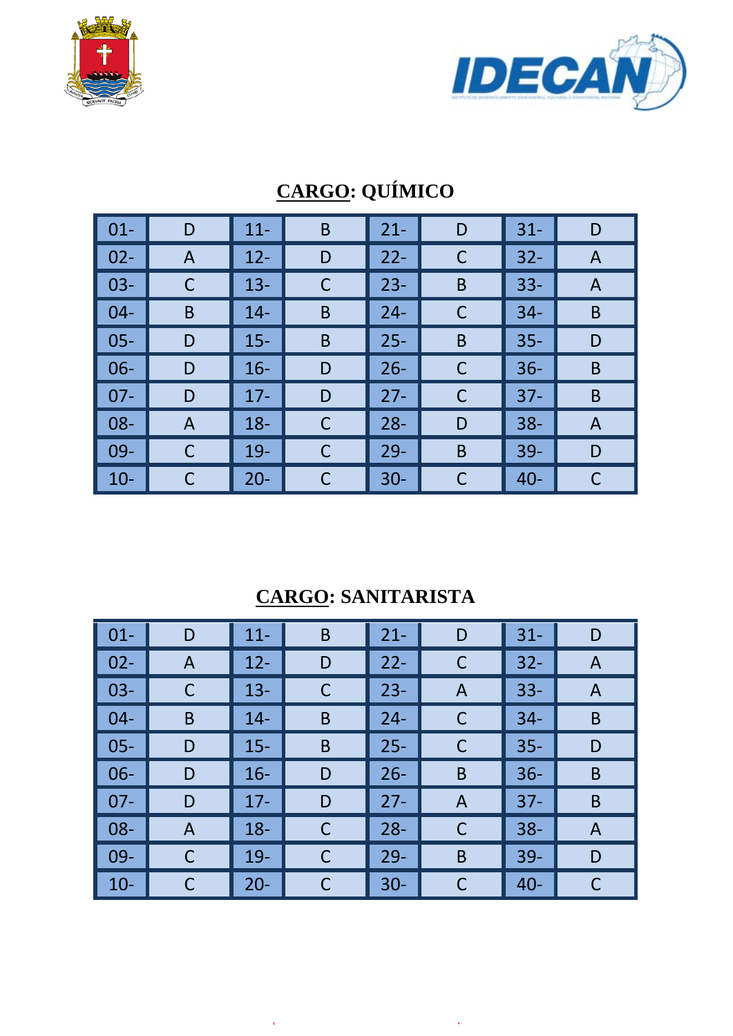## CARGO: QUÍMICO

| | | | | | | | |
|---|---|---|---|---|---|---|---|
| 01- | D | 11- | B | 21- | D | 31- | D |
| 02- | A | 12- | D | 22- | C | 32- | A |
| 03- | C | 13- | C | 23- | B | 33- | A |
| 04- | B | 14- | B | 24- | C | 34- | B |
| 05- | D | 15- | B | 25- | B | 35- | D |
| 06- | D | 16- | D | 26- | C | 36- | B |
| 07- | D | 17- | D | 27- | C | 37- | B |
| 08- | A | 18- | C | 28- | D | 38- | A |
| 09- | C | 19- | C | 29- | B | 39- | D |
| 10- | C | 20- | C | 30- | C | 40- | C |

## CARGO: SANITARISTA

| | | | | | | | |
|---|---|---|---|---|---|---|---|
| 01- | D | 11- | B | 21- | D | 31- | D |
| 02- | A | 12- | D | 22- | C | 32- | A |
| 03- | C | 13- | C | 23- | A | 33- | A |
| 04- | B | 14- | B | 24- | C | 34- | B |
| 05- | D | 15- | B | 25- | C | 35- | D |
| 06- | D | 16- | D | 26- | B | 36- | B |
| 07- | D | 17- | D | 27- | A | 37- | B |
| 08- | A | 18- | C | 28- | C | 38- | A |
| 09- | C | 19- | C | 29- | B | 39- | D |
| 10- | C | 20- | C | 30- | C | 40- | C |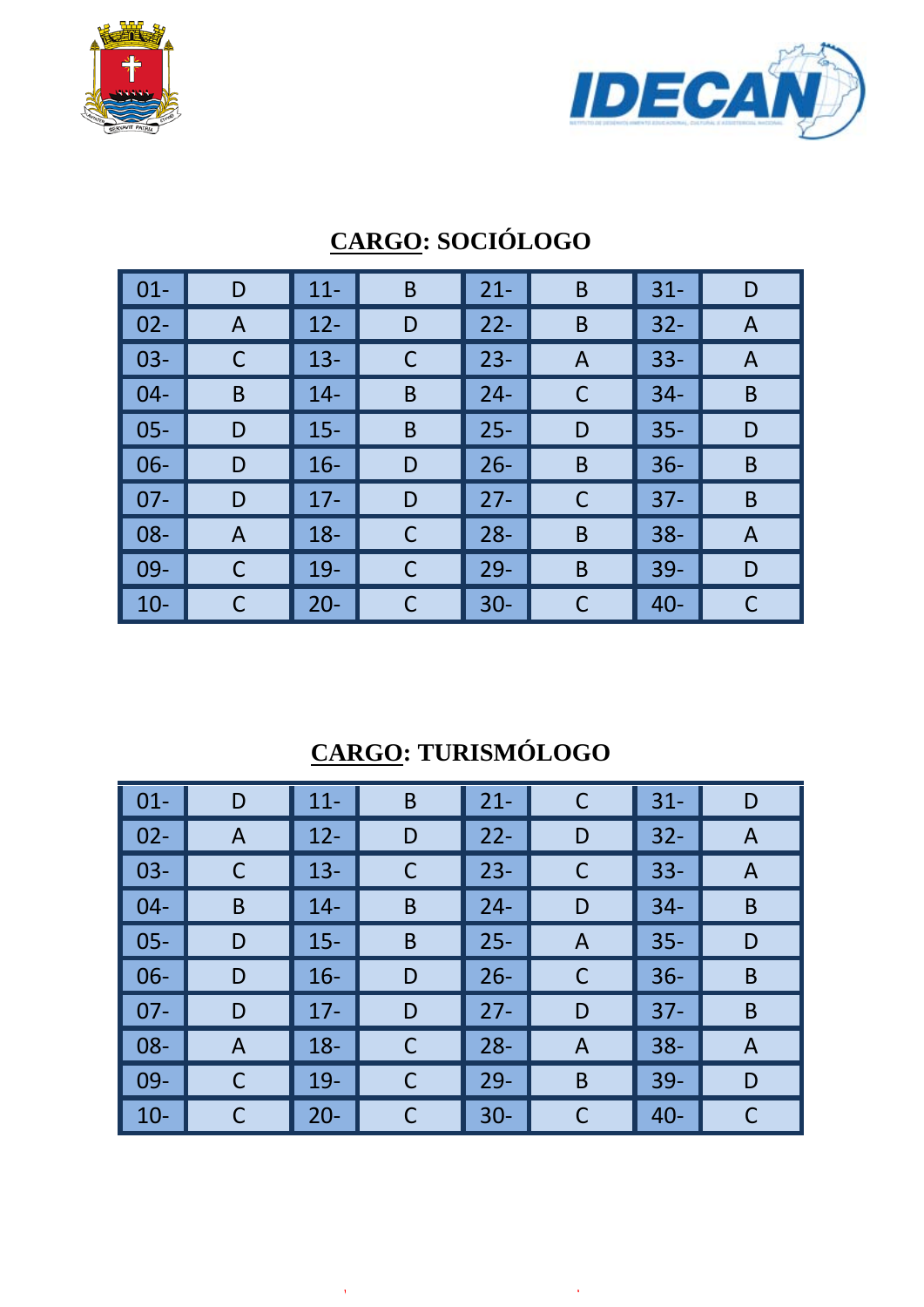## CARGO: SOCIÓLOGO

| | | | | | | | |
|---|---|---|---|---|---|---|---|
| 01- | D | 11- | B | 21- | B | 31- | D |
| 02- | A | 12- | D | 22- | B | 32- | A |
| 03- | C | 13- | C | 23- | A | 33- | A |
| 04- | B | 14- | B | 24- | C | 34- | B |
| 05- | D | 15- | B | 25- | D | 35- | D |
| 06- | D | 16- | D | 26- | B | 36- | B |
| 07- | D | 17- | D | 27- | C | 37- | B |
| 08- | A | 18- | C | 28- | B | 38- | A |
| 09- | C | 19- | C | 29- | B | 39- | D |
| 10- | C | 20- | C | 30- | C | 40- | C |

## CARGO: TURISMÓLOGO

| | | | | | | | |
|---|---|---|---|---|---|---|---|
| 01- | D | 11- | B | 21- | C | 31- | D |
| 02- | A | 12- | D | 22- | D | 32- | A |
| 03- | C | 13- | C | 23- | C | 33- | A |
| 04- | B | 14- | B | 24- | D | 34- | B |
| 05- | D | 15- | B | 25- | A | 35- | D |
| 06- | D | 16- | D | 26- | C | 36- | B |
| 07- | D | 17- | D | 27- | D | 37- | B |
| 08- | A | 18- | C | 28- | A | 38- | A |
| 09- | C | 19- | C | 29- | B | 39- | D |
| 10- | C | 20- | C | 30- | C | 40- | C |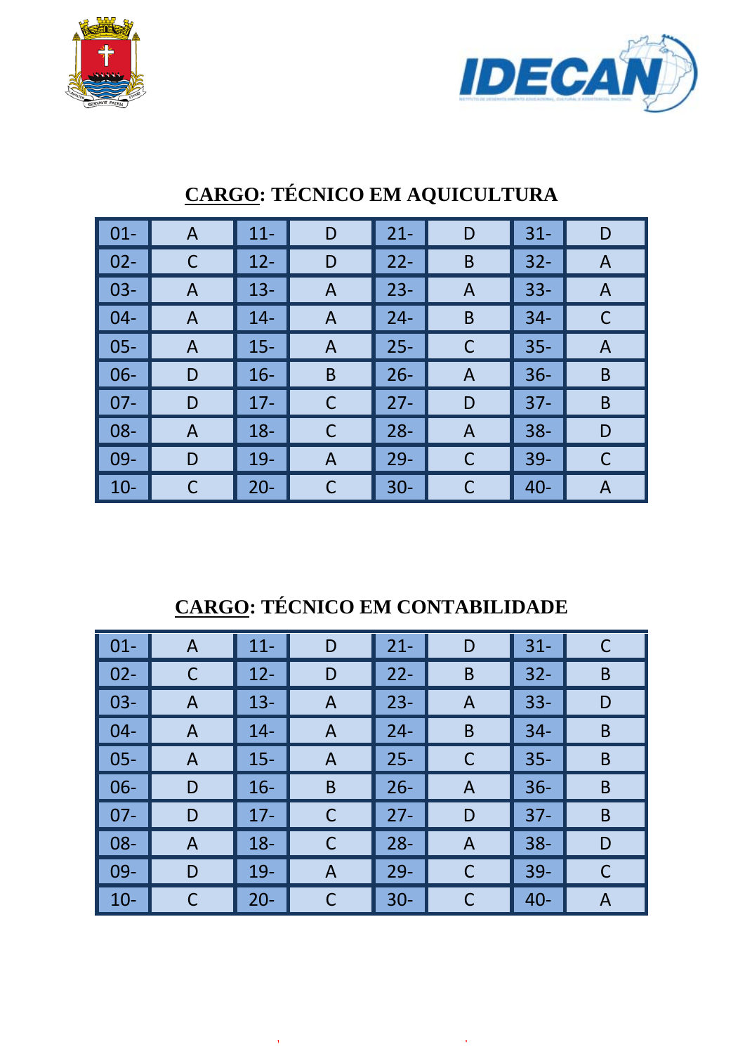## CARGO: TÉCNICO EM AQUICULTURA

| | | | | | | | |
|---|---|---|---|---|---|---|---|
| 01- | A | 11- | D | 21- | D | 31- | D |
| 02- | C | 12- | D | 22- | B | 32- | A |
| 03- | A | 13- | A | 23- | A | 33- | A |
| 04- | A | 14- | A | 24- | B | 34- | C |
| 05- | A | 15- | A | 25- | C | 35- | A |
| 06- | D | 16- | B | 26- | A | 36- | B |
| 07- | D | 17- | C | 27- | D | 37- | B |
| 08- | A | 18- | C | 28- | A | 38- | D |
| 09- | D | 19- | A | 29- | C | 39- | C |
| 10- | C | 20- | C | 30- | C | 40- | A |

## CARGO: TÉCNICO EM CONTABILIDADE

| | | | | | | | |
|---|---|---|---|---|---|---|---|
| 01- | A | 11- | D | 21- | D | 31- | C |
| 02- | C | 12- | D | 22- | B | 32- | B |
| 03- | A | 13- | A | 23- | A | 33- | D |
| 04- | A | 14- | A | 24- | B | 34- | B |
| 05- | A | 15- | A | 25- | C | 35- | B |
| 06- | D | 16- | B | 26- | A | 36- | B |
| 07- | D | 17- | C | 27- | D | 37- | B |
| 08- | A | 18- | C | 28- | A | 38- | D |
| 09- | D | 19- | A | 29- | C | 39- | C |
| 10- | C | 20- | C | 30- | C | 40- | A |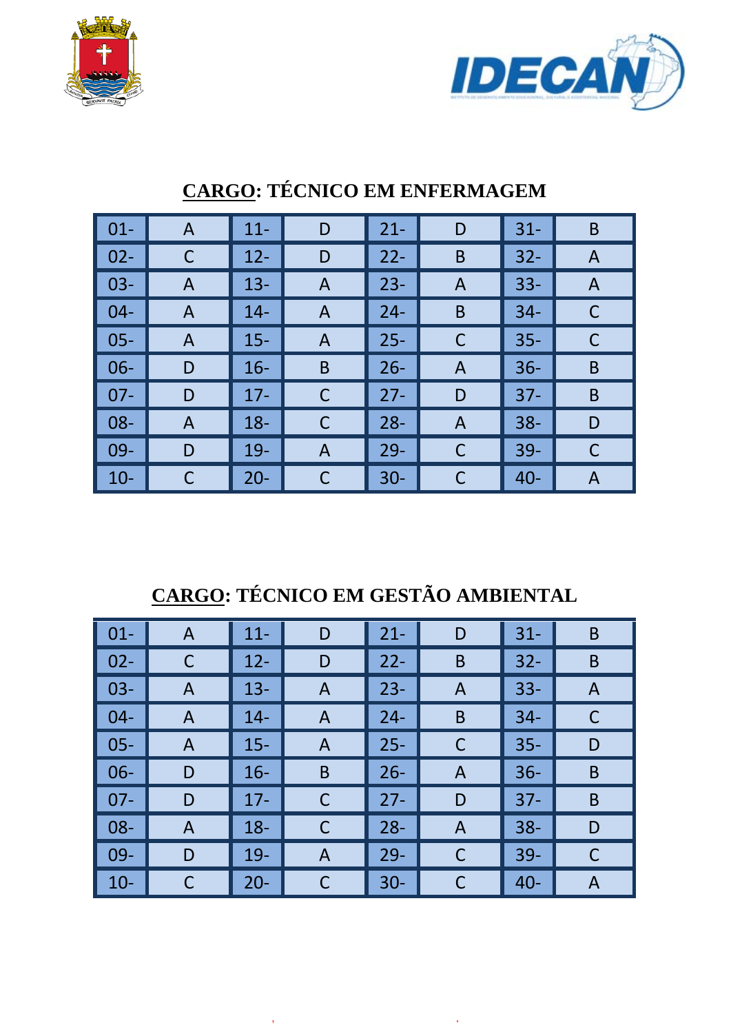## CARGO: TÉCNICO EM ENFERMAGEM

| | | | | | | | |
|---|---|---|---|---|---|---|---|
| 01- | A | 11- | D | 21- | D | 31- | B |
| 02- | C | 12- | D | 22- | B | 32- | A |
| 03- | A | 13- | A | 23- | A | 33- | A |
| 04- | A | 14- | A | 24- | B | 34- | C |
| 05- | A | 15- | A | 25- | C | 35- | C |
| 06- | D | 16- | B | 26- | A | 36- | B |
| 07- | D | 17- | C | 27- | D | 37- | B |
| 08- | A | 18- | C | 28- | A | 38- | D |
| 09- | D | 19- | A | 29- | C | 39- | C |
| 10- | C | 20- | C | 30- | C | 40- | A |

## CARGO: TÉCNICO EM GESTÃO AMBIENTAL

| | | | | | | | |
|---|---|---|---|---|---|---|---|
| 01- | A | 11- | D | 21- | D | 31- | B |
| 02- | C | 12- | D | 22- | B | 32- | B |
| 03- | A | 13- | A | 23- | A | 33- | A |
| 04- | A | 14- | A | 24- | B | 34- | C |
| 05- | A | 15- | A | 25- | C | 35- | D |
| 06- | D | 16- | B | 26- | A | 36- | B |
| 07- | D | 17- | C | 27- | D | 37- | B |
| 08- | A | 18- | C | 28- | A | 38- | D |
| 09- | D | 19- | A | 29- | C | 39- | C |
| 10- | C | 20- | C | 30- | C | 40- | A |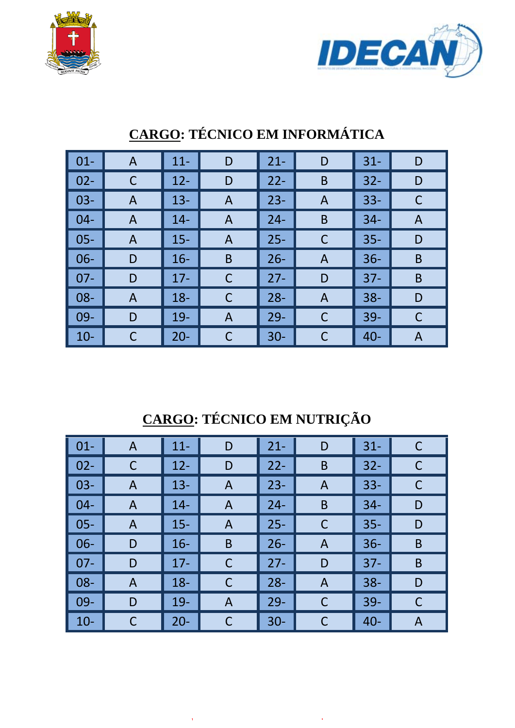## CARGO: TÉCNICO EM INFORMÁTICA

| | | | | | | | |
|---|---|---|---|---|---|---|---|
| 01- | A | 11- | D | 21- | D | 31- | D |
| 02- | C | 12- | D | 22- | B | 32- | D |
| 03- | A | 13- | A | 23- | A | 33- | C |
| 04- | A | 14- | A | 24- | B | 34- | A |
| 05- | A | 15- | A | 25- | C | 35- | D |
| 06- | D | 16- | B | 26- | A | 36- | B |
| 07- | D | 17- | C | 27- | D | 37- | B |
| 08- | A | 18- | C | 28- | A | 38- | D |
| 09- | D | 19- | A | 29- | C | 39- | C |
| 10- | C | 20- | C | 30- | C | 40- | A |

## CARGO: TÉCNICO EM NUTRIÇÃO

| | | | | | | | |
|---|---|---|---|---|---|---|---|
| 01- | A | 11- | D | 21- | D | 31- | C |
| 02- | C | 12- | D | 22- | B | 32- | C |
| 03- | A | 13- | A | 23- | A | 33- | C |
| 04- | A | 14- | A | 24- | B | 34- | D |
| 05- | A | 15- | A | 25- | C | 35- | D |
| 06- | D | 16- | B | 26- | A | 36- | B |
| 07- | D | 17- | C | 27- | D | 37- | B |
| 08- | A | 18- | C | 28- | A | 38- | D |
| 09- | D | 19- | A | 29- | C | 39- | C |
| 10- | C | 20- | C | 30- | C | 40- | A |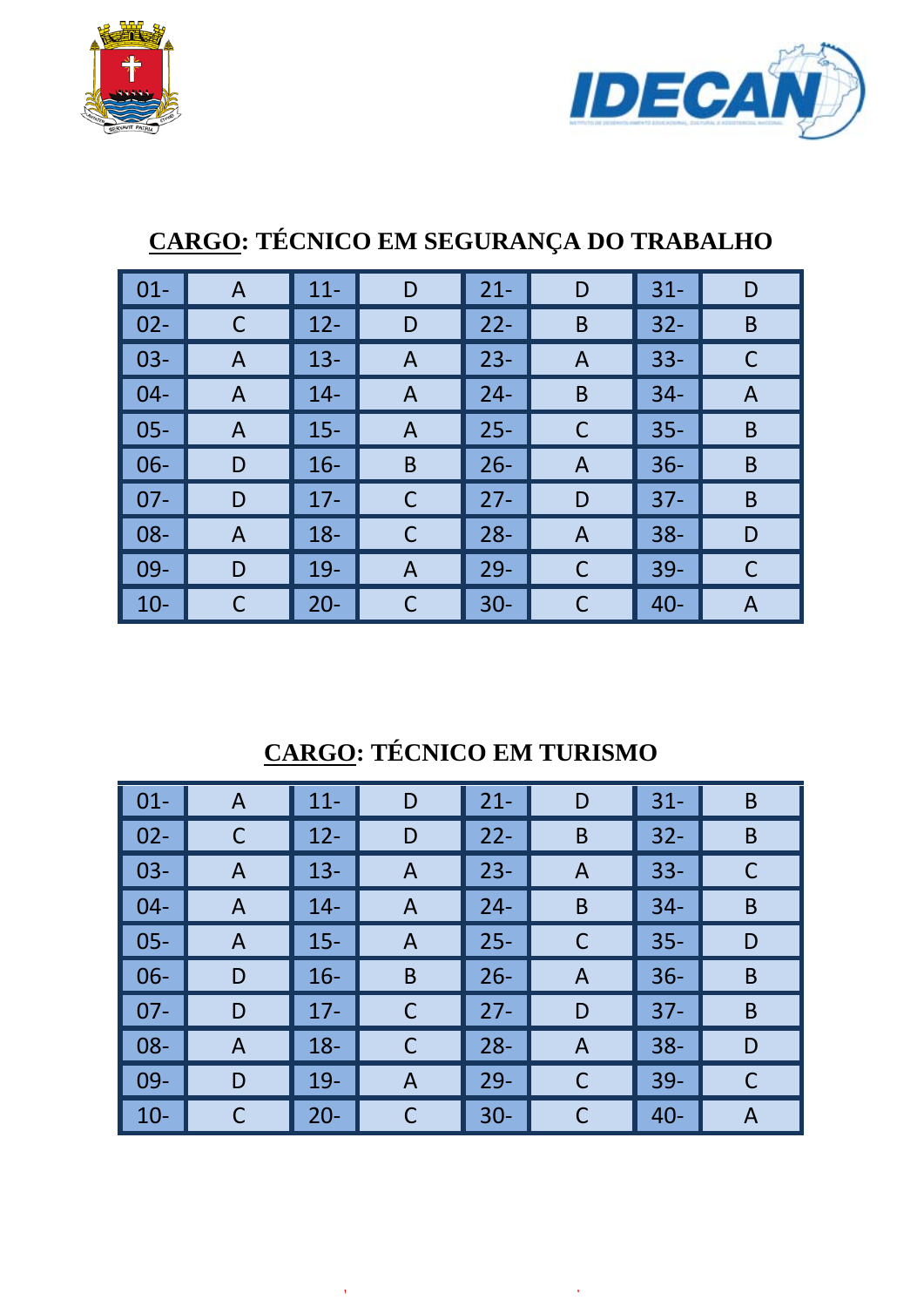## CARGO: TÉCNICO EM SEGURANÇA DO TRABALHO

| | | | | | | | |
|---|---|---|---|---|---|---|---|
| 01- | A | 11- | D | 21- | D | 31- | D |
| 02- | C | 12- | D | 22- | B | 32- | B |
| 03- | A | 13- | A | 23- | A | 33- | C |
| 04- | A | 14- | A | 24- | B | 34- | A |
| 05- | A | 15- | A | 25- | C | 35- | B |
| 06- | D | 16- | B | 26- | A | 36- | B |
| 07- | D | 17- | C | 27- | D | 37- | B |
| 08- | A | 18- | C | 28- | A | 38- | D |
| 09- | D | 19- | A | 29- | C | 39- | C |
| 10- | C | 20- | C | 30- | C | 40- | A |

## CARGO: TÉCNICO EM TURISMO

| | | | | | | | |
|---|---|---|---|---|---|---|---|
| 01- | A | 11- | D | 21- | D | 31- | B |
| 02- | C | 12- | D | 22- | B | 32- | B |
| 03- | A | 13- | A | 23- | A | 33- | C |
| 04- | A | 14- | A | 24- | B | 34- | B |
| 05- | A | 15- | A | 25- | C | 35- | D |
| 06- | D | 16- | B | 26- | A | 36- | B |
| 07- | D | 17- | C | 27- | D | 37- | B |
| 08- | A | 18- | C | 28- | A | 38- | D |
| 09- | D | 19- | A | 29- | C | 39- | C |
| 10- | C | 20- | C | 30- | C | 40- | A |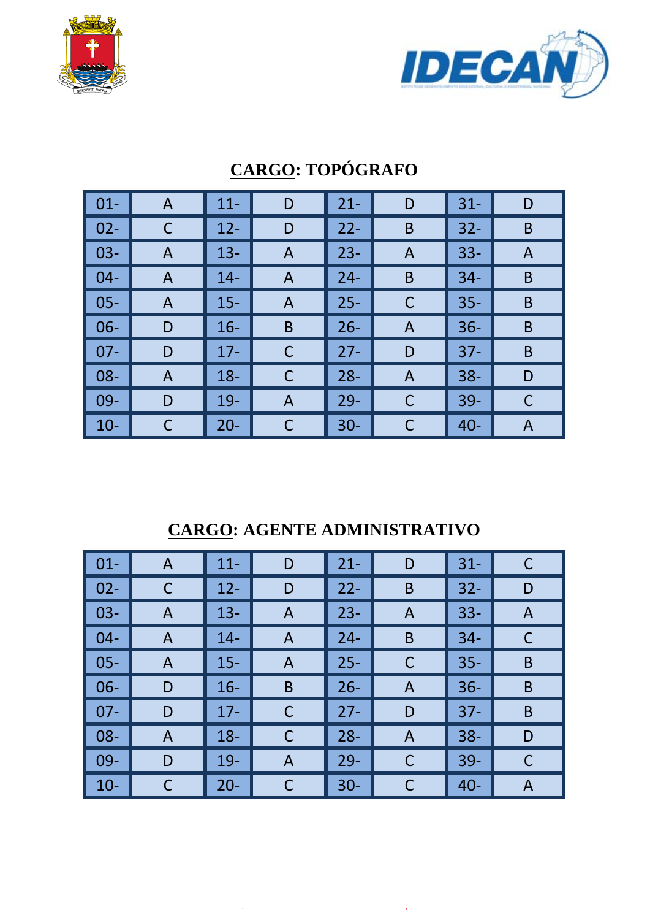## <u>CARGO</u>: TOPÓGRAFO

| | | | | | | | |
|---|---|---|---|---|---|---|---|
| 01- | A | 11- | D | 21- | D | 31- | D |
| 02- | C | 12- | D | 22- | B | 32- | B |
| 03- | A | 13- | A | 23- | A | 33- | A |
| 04- | A | 14- | A | 24- | B | 34- | B |
| 05- | A | 15- | A | 25- | C | 35- | B |
| 06- | D | 16- | B | 26- | A | 36- | B |
| 07- | D | 17- | C | 27- | D | 37- | B |
| 08- | A | 18- | C | 28- | A | 38- | D |
| 09- | D | 19- | A | 29- | C | 39- | C |
| 10- | C | 20- | C | 30- | C | 40- | A |

## <u>CARGO</u>: AGENTE ADMINISTRATIVO

| | | | | | | | |
|---|---|---|---|---|---|---|---|
| 01- | A | 11- | D | 21- | D | 31- | C |
| 02- | C | 12- | D | 22- | B | 32- | D |
| 03- | A | 13- | A | 23- | A | 33- | A |
| 04- | A | 14- | A | 24- | B | 34- | C |
| 05- | A | 15- | A | 25- | C | 35- | B |
| 06- | D | 16- | B | 26- | A | 36- | B |
| 07- | D | 17- | C | 27- | D | 37- | B |
| 08- | A | 18- | C | 28- | A | 38- | D |
| 09- | D | 19- | A | 29- | C | 39- | C |
| 10- | C | 20- | C | 30- | C | 40- | A |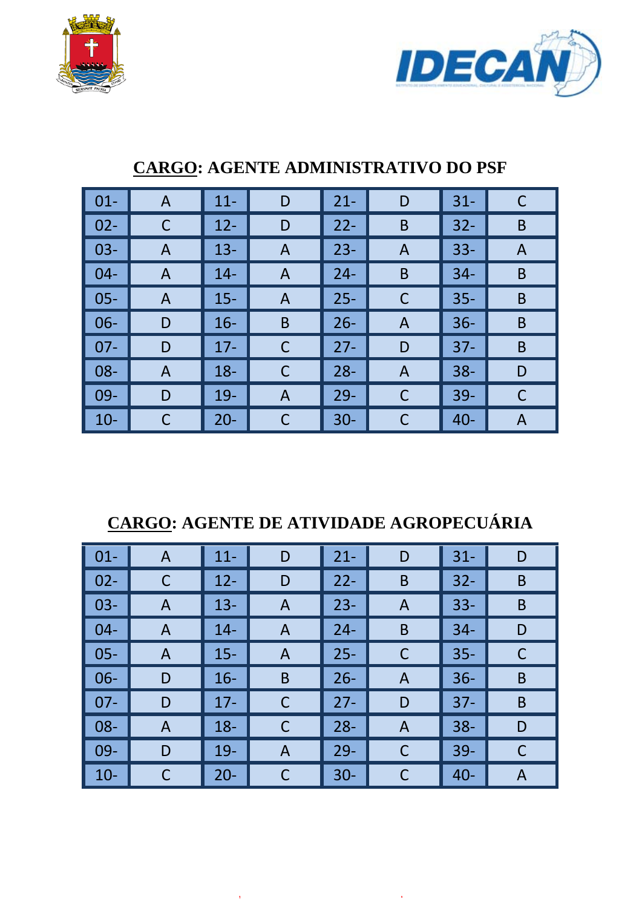## CARGO: AGENTE ADMINISTRATIVO DO PSF

| | | | | | | | |
|---|---|---|---|---|---|---|---|
| 01- | A | 11- | D | 21- | D | 31- | C |
| 02- | C | 12- | D | 22- | B | 32- | B |
| 03- | A | 13- | A | 23- | A | 33- | A |
| 04- | A | 14- | A | 24- | B | 34- | B |
| 05- | A | 15- | A | 25- | C | 35- | B |
| 06- | D | 16- | B | 26- | A | 36- | B |
| 07- | D | 17- | C | 27- | D | 37- | B |
| 08- | A | 18- | C | 28- | A | 38- | D |
| 09- | D | 19- | A | 29- | C | 39- | C |
| 10- | C | 20- | C | 30- | C | 40- | A |

## CARGO: AGENTE DE ATIVIDADE AGROPECUÁRIA

| | | | | | | | |
|---|---|---|---|---|---|---|---|
| 01- | A | 11- | D | 21- | D | 31- | D |
| 02- | C | 12- | D | 22- | B | 32- | B |
| 03- | A | 13- | A | 23- | A | 33- | B |
| 04- | A | 14- | A | 24- | B | 34- | D |
| 05- | A | 15- | A | 25- | C | 35- | C |
| 06- | D | 16- | B | 26- | A | 36- | B |
| 07- | D | 17- | C | 27- | D | 37- | B |
| 08- | A | 18- | C | 28- | A | 38- | D |
| 09- | D | 19- | A | 29- | C | 39- | C |
| 10- | C | 20- | C | 30- | C | 40- | A |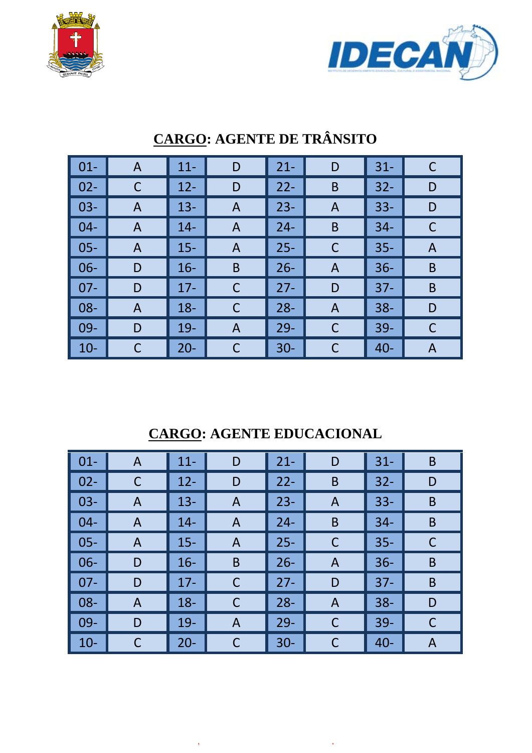## CARGO: AGENTE DE TRÂNSITO

| | | | | | | | |
|---|---|---|---|---|---|---|---|
| 01- | A | 11- | D | 21- | D | 31- | C |
| 02- | C | 12- | D | 22- | B | 32- | D |
| 03- | A | 13- | A | 23- | A | 33- | D |
| 04- | A | 14- | A | 24- | B | 34- | C |
| 05- | A | 15- | A | 25- | C | 35- | A |
| 06- | D | 16- | B | 26- | A | 36- | B |
| 07- | D | 17- | C | 27- | D | 37- | B |
| 08- | A | 18- | C | 28- | A | 38- | D |
| 09- | D | 19- | A | 29- | C | 39- | C |
| 10- | C | 20- | C | 30- | C | 40- | A |

## CARGO: AGENTE EDUCACIONAL

| | | | | | | | |
|---|---|---|---|---|---|---|---|
| 01- | A | 11- | D | 21- | D | 31- | B |
| 02- | C | 12- | D | 22- | B | 32- | D |
| 03- | A | 13- | A | 23- | A | 33- | B |
| 04- | A | 14- | A | 24- | B | 34- | B |
| 05- | A | 15- | A | 25- | C | 35- | C |
| 06- | D | 16- | B | 26- | A | 36- | B |
| 07- | D | 17- | C | 27- | D | 37- | B |
| 08- | A | 18- | C | 28- | A | 38- | D |
| 09- | D | 19- | A | 29- | C | 39- | C |
| 10- | C | 20- | C | 30- | C | 40- | A |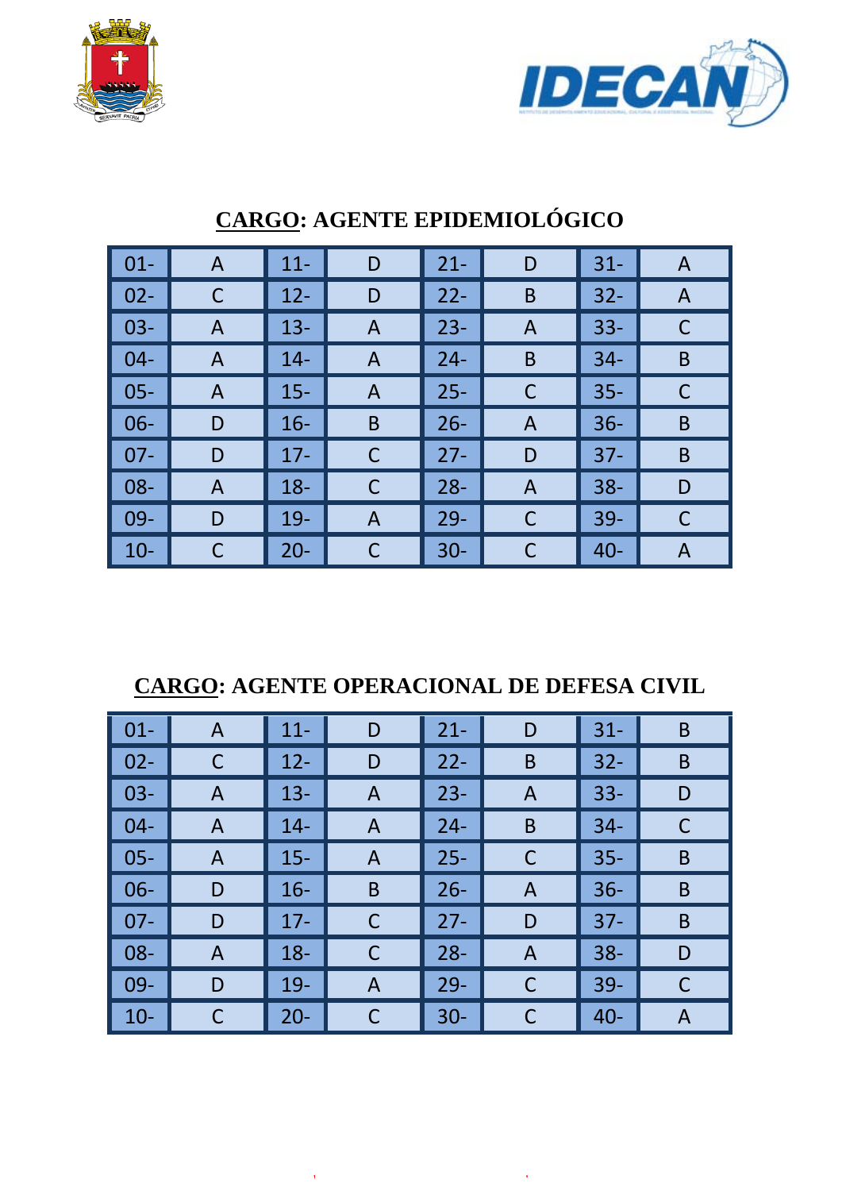## CARGO: AGENTE EPIDEMIOLÓGICO

| | | | | | | | |
|---|---|---|---|---|---|---|---|
| 01- | A | 11- | D | 21- | D | 31- | A |
| 02- | C | 12- | D | 22- | B | 32- | A |
| 03- | A | 13- | A | 23- | A | 33- | C |
| 04- | A | 14- | A | 24- | B | 34- | B |
| 05- | A | 15- | A | 25- | C | 35- | C |
| 06- | D | 16- | B | 26- | A | 36- | B |
| 07- | D | 17- | C | 27- | D | 37- | B |
| 08- | A | 18- | C | 28- | A | 38- | D |
| 09- | D | 19- | A | 29- | C | 39- | C |
| 10- | C | 20- | C | 30- | C | 40- | A |

## CARGO: AGENTE OPERACIONAL DE DEFESA CIVIL

| | | | | | | | |
|---|---|---|---|---|---|---|---|
| 01- | A | 11- | D | 21- | D | 31- | B |
| 02- | C | 12- | D | 22- | B | 32- | B |
| 03- | A | 13- | A | 23- | A | 33- | D |
| 04- | A | 14- | A | 24- | B | 34- | C |
| 05- | A | 15- | A | 25- | C | 35- | B |
| 06- | D | 16- | B | 26- | A | 36- | B |
| 07- | D | 17- | C | 27- | D | 37- | B |
| 08- | A | 18- | C | 28- | A | 38- | D |
| 09- | D | 19- | A | 29- | C | 39- | C |
| 10- | C | 20- | C | 30- | C | 40- | A |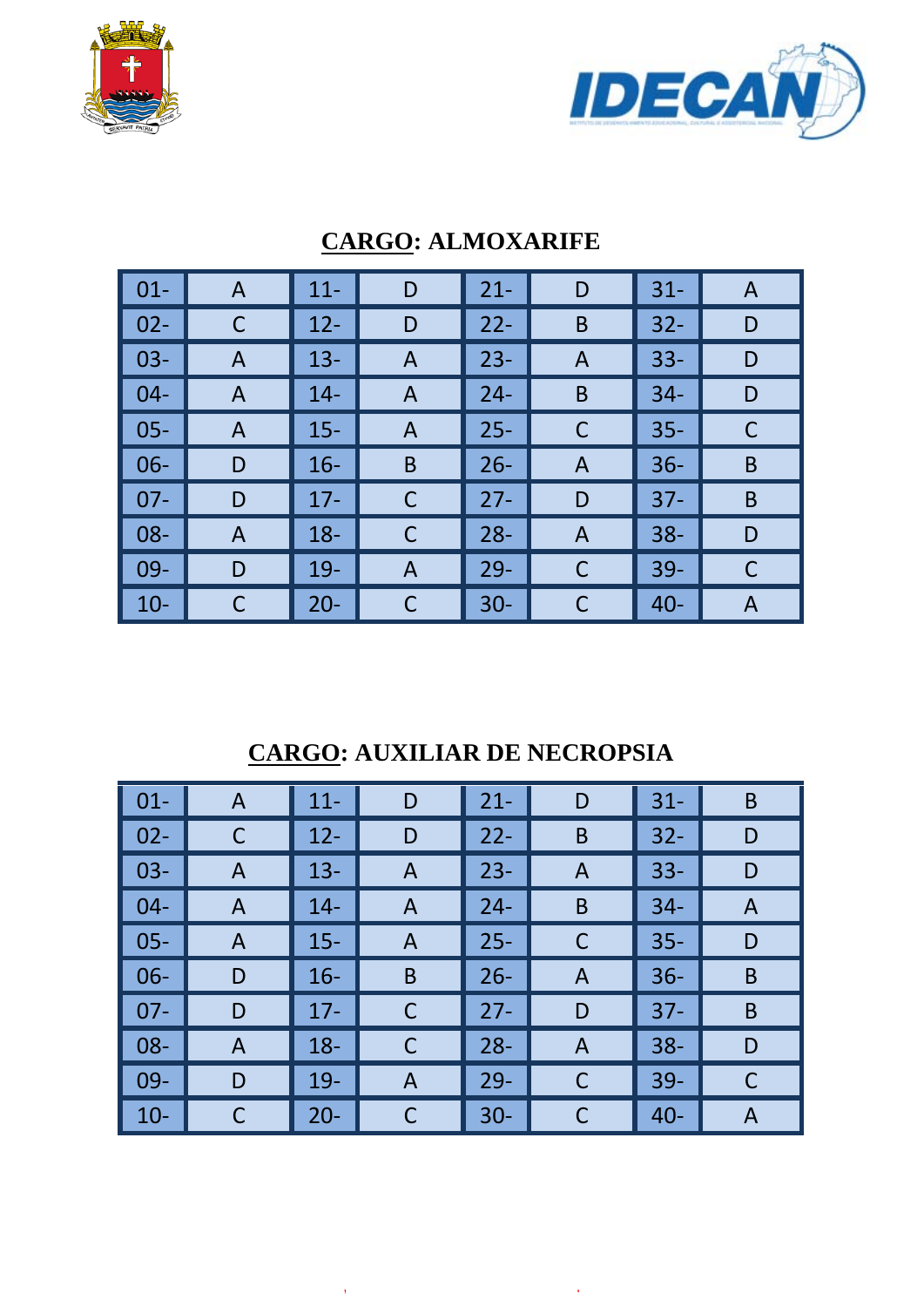## CARGO: ALMOXARIFE

| | | | | | | | |
|---|---|---|---|---|---|---|---|
| 01- | A | 11- | D | 21- | D | 31- | A |
| 02- | C | 12- | D | 22- | B | 32- | D |
| 03- | A | 13- | A | 23- | A | 33- | D |
| 04- | A | 14- | A | 24- | B | 34- | D |
| 05- | A | 15- | A | 25- | C | 35- | C |
| 06- | D | 16- | B | 26- | A | 36- | B |
| 07- | D | 17- | C | 27- | D | 37- | B |
| 08- | A | 18- | C | 28- | A | 38- | D |
| 09- | D | 19- | A | 29- | C | 39- | C |
| 10- | C | 20- | C | 30- | C | 40- | A |

## CARGO: AUXILIAR DE NECROPSIA

| | | | | | | | |
|---|---|---|---|---|---|---|---|
| 01- | A | 11- | D | 21- | D | 31- | B |
| 02- | C | 12- | D | 22- | B | 32- | D |
| 03- | A | 13- | A | 23- | A | 33- | D |
| 04- | A | 14- | A | 24- | B | 34- | A |
| 05- | A | 15- | A | 25- | C | 35- | D |
| 06- | D | 16- | B | 26- | A | 36- | B |
| 07- | D | 17- | C | 27- | D | 37- | B |
| 08- | A | 18- | C | 28- | A | 38- | D |
| 09- | D | 19- | A | 29- | C | 39- | C |
| 10- | C | 20- | C | 30- | C | 40- | A |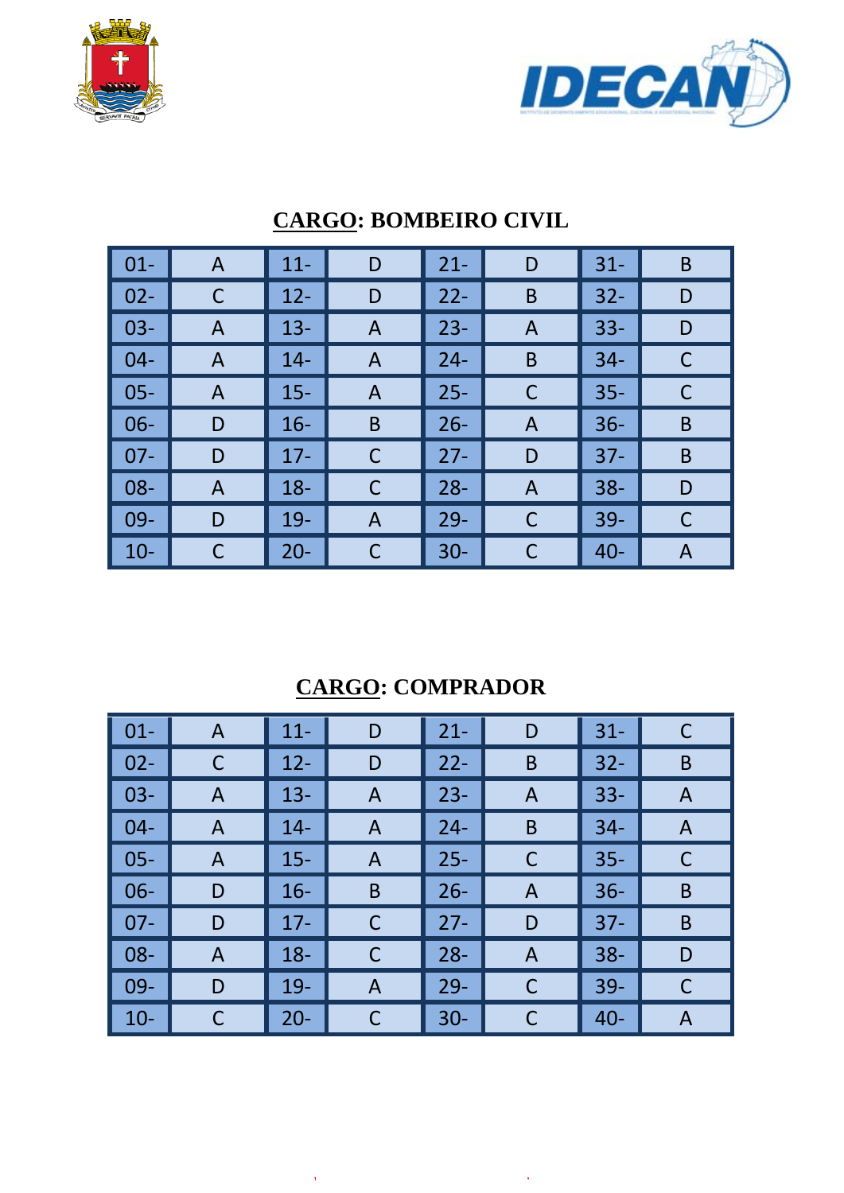## **CARGO: BOMBEIRO CIVIL**

| | | | | | | | |
|---|---|---|---|---|---|---|---|
| 01- | A | 11- | D | 21- | D | 31- | B |
| 02- | C | 12- | D | 22- | B | 32- | D |
| 03- | A | 13- | A | 23- | A | 33- | D |
| 04- | A | 14- | A | 24- | B | 34- | C |
| 05- | A | 15- | A | 25- | C | 35- | C |
| 06- | D | 16- | B | 26- | A | 36- | B |
| 07- | D | 17- | C | 27- | D | 37- | B |
| 08- | A | 18- | C | 28- | A | 38- | D |
| 09- | D | 19- | A | 29- | C | 39- | C |
| 10- | C | 20- | C | 30- | C | 40- | A |

## **CARGO: COMPRADOR**

| | | | | | | | |
|---|---|---|---|---|---|---|---|
| 01- | A | 11- | D | 21- | D | 31- | C |
| 02- | C | 12- | D | 22- | B | 32- | B |
| 03- | A | 13- | A | 23- | A | 33- | A |
| 04- | A | 14- | A | 24- | B | 34- | A |
| 05- | A | 15- | A | 25- | C | 35- | C |
| 06- | D | 16- | B | 26- | A | 36- | B |
| 07- | D | 17- | C | 27- | D | 37- | B |
| 08- | A | 18- | C | 28- | A | 38- | D |
| 09- | D | 19- | A | 29- | C | 39- | C |
| 10- | C | 20- | C | 30- | C | 40- | A |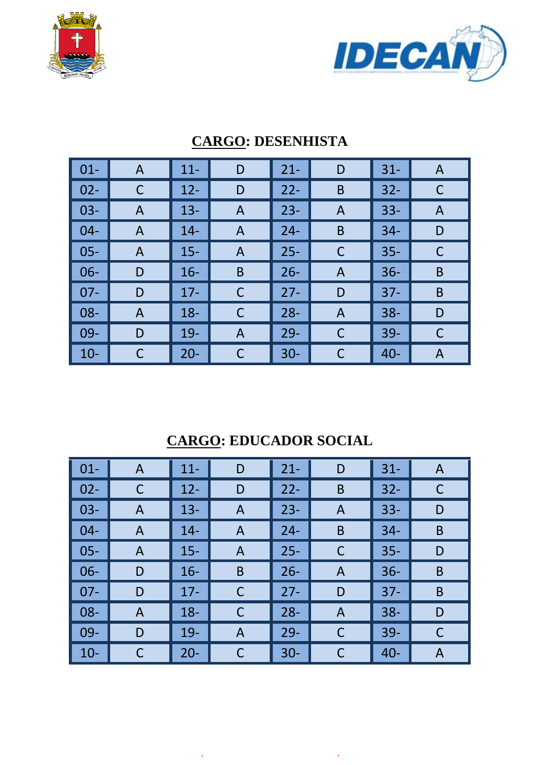## CARGO: DESENHISTA

| | | | | | | | |
|---|---|---|---|---|---|---|---|
| 01- | A | 11- | D | 21- | D | 31- | A |
| 02- | C | 12- | D | 22- | B | 32- | C |
| 03- | A | 13- | A | 23- | A | 33- | A |
| 04- | A | 14- | A | 24- | B | 34- | D |
| 05- | A | 15- | A | 25- | C | 35- | C |
| 06- | D | 16- | B | 26- | A | 36- | B |
| 07- | D | 17- | C | 27- | D | 37- | B |
| 08- | A | 18- | C | 28- | A | 38- | D |
| 09- | D | 19- | A | 29- | C | 39- | C |
| 10- | C | 20- | C | 30- | C | 40- | A |

## CARGO: EDUCADOR SOCIAL

| | | | | | | | |
|---|---|---|---|---|---|---|---|
| 01- | A | 11- | D | 21- | D | 31- | A |
| 02- | C | 12- | D | 22- | B | 32- | C |
| 03- | A | 13- | A | 23- | A | 33- | D |
| 04- | A | 14- | A | 24- | B | 34- | B |
| 05- | A | 15- | A | 25- | C | 35- | D |
| 06- | D | 16- | B | 26- | A | 36- | B |
| 07- | D | 17- | C | 27- | D | 37- | B |
| 08- | A | 18- | C | 28- | A | 38- | D |
| 09- | D | 19- | A | 29- | C | 39- | C |
| 10- | C | 20- | C | 30- | C | 40- | A |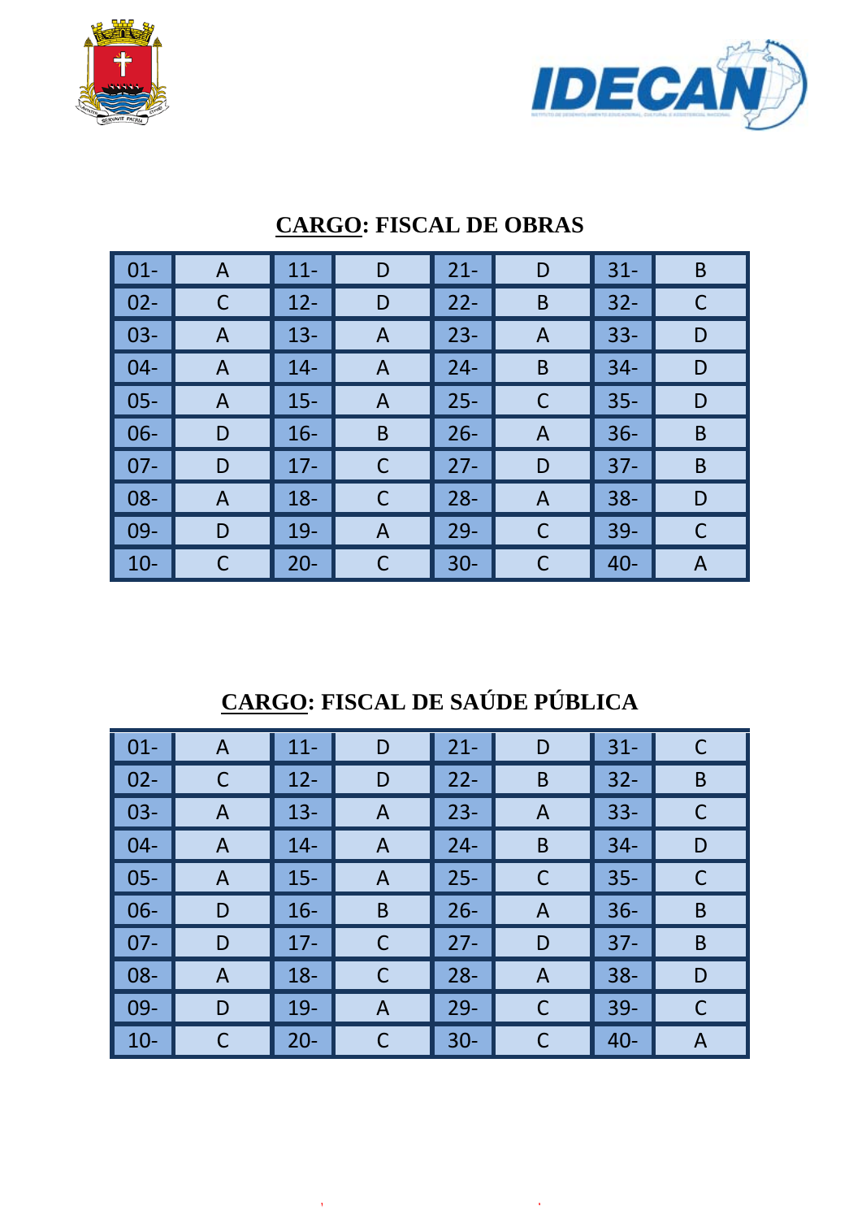## CARGO: FISCAL DE OBRAS

| | | | | | | | |
|---|---|---|---|---|---|---|---|
| 01- | A | 11- | D | 21- | D | 31- | B |
| 02- | C | 12- | D | 22- | B | 32- | C |
| 03- | A | 13- | A | 23- | A | 33- | D |
| 04- | A | 14- | A | 24- | B | 34- | D |
| 05- | A | 15- | A | 25- | C | 35- | D |
| 06- | D | 16- | B | 26- | A | 36- | B |
| 07- | D | 17- | C | 27- | D | 37- | B |
| 08- | A | 18- | C | 28- | A | 38- | D |
| 09- | D | 19- | A | 29- | C | 39- | C |
| 10- | C | 20- | C | 30- | C | 40- | A |

## CARGO: FISCAL DE SAÚDE PÚBLICA

| | | | | | | | |
|---|---|---|---|---|---|---|---|
| 01- | A | 11- | D | 21- | D | 31- | C |
| 02- | C | 12- | D | 22- | B | 32- | B |
| 03- | A | 13- | A | 23- | A | 33- | C |
| 04- | A | 14- | A | 24- | B | 34- | D |
| 05- | A | 15- | A | 25- | C | 35- | C |
| 06- | D | 16- | B | 26- | A | 36- | B |
| 07- | D | 17- | C | 27- | D | 37- | B |
| 08- | A | 18- | C | 28- | A | 38- | D |
| 09- | D | 19- | A | 29- | C | 39- | C |
| 10- | C | 20- | C | 30- | C | 40- | A |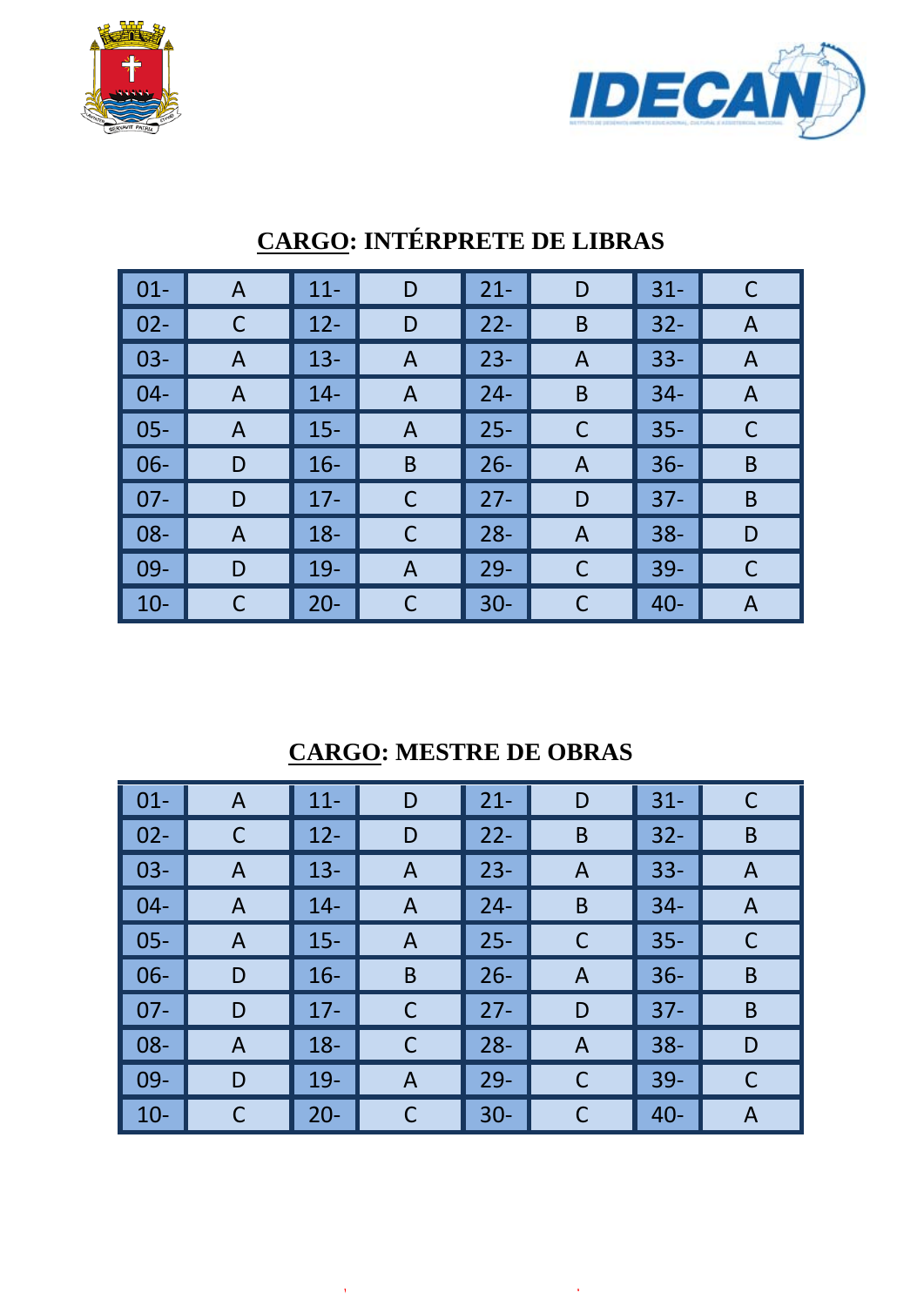## <u>CARGO</u>: INTÉRPRETE DE LIBRAS

| | | | | | | | |
|---|---|---|---|---|---|---|---|
| 01- | A | 11- | D | 21- | D | 31- | C |
| 02- | C | 12- | D | 22- | B | 32- | A |
| 03- | A | 13- | A | 23- | A | 33- | A |
| 04- | A | 14- | A | 24- | B | 34- | A |
| 05- | A | 15- | A | 25- | C | 35- | C |
| 06- | D | 16- | B | 26- | A | 36- | B |
| 07- | D | 17- | C | 27- | D | 37- | B |
| 08- | A | 18- | C | 28- | A | 38- | D |
| 09- | D | 19- | A | 29- | C | 39- | C |
| 10- | C | 20- | C | 30- | C | 40- | A |

## <u>CARGO</u>: MESTRE DE OBRAS

| | | | | | | | |
|---|---|---|---|---|---|---|---|
| 01- | A | 11- | D | 21- | D | 31- | C |
| 02- | C | 12- | D | 22- | B | 32- | B |
| 03- | A | 13- | A | 23- | A | 33- | A |
| 04- | A | 14- | A | 24- | B | 34- | A |
| 05- | A | 15- | A | 25- | C | 35- | C |
| 06- | D | 16- | B | 26- | A | 36- | B |
| 07- | D | 17- | C | 27- | D | 37- | B |
| 08- | A | 18- | C | 28- | A | 38- | D |
| 09- | D | 19- | A | 29- | C | 39- | C |
| 10- | C | 20- | C | 30- | C | 40- | A |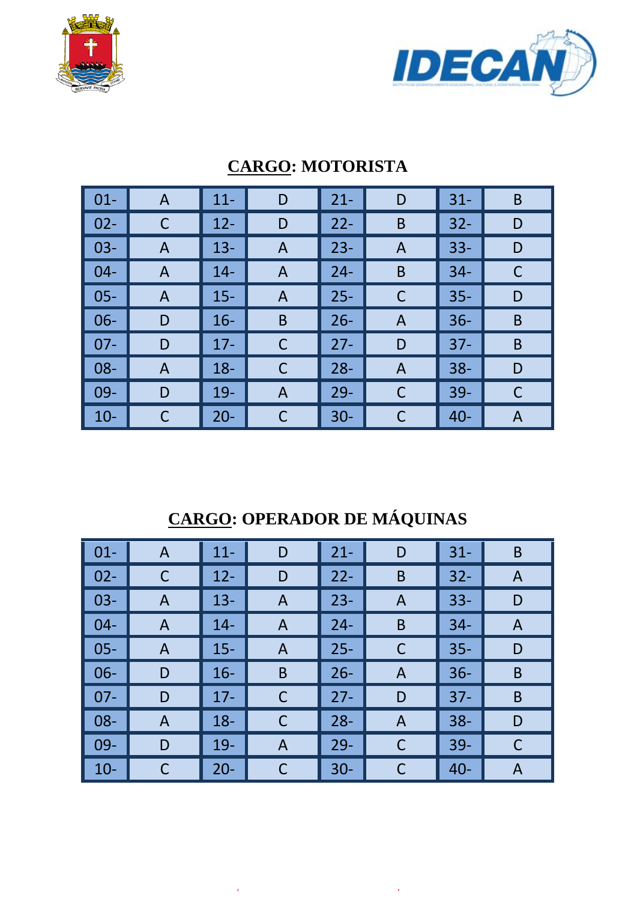## CARGO: MOTORISTA

| | | | | | | | |
|---|---|---|---|---|---|---|---|
| 01- | A | 11- | D | 21- | D | 31- | B |
| 02- | C | 12- | D | 22- | B | 32- | D |
| 03- | A | 13- | A | 23- | A | 33- | D |
| 04- | A | 14- | A | 24- | B | 34- | C |
| 05- | A | 15- | A | 25- | C | 35- | D |
| 06- | D | 16- | B | 26- | A | 36- | B |
| 07- | D | 17- | C | 27- | D | 37- | B |
| 08- | A | 18- | C | 28- | A | 38- | D |
| 09- | D | 19- | A | 29- | C | 39- | C |
| 10- | C | 20- | C | 30- | C | 40- | A |

## CARGO: OPERADOR DE MÁQUINAS

| | | | | | | | |
|---|---|---|---|---|---|---|---|
| 01- | A | 11- | D | 21- | D | 31- | B |
| 02- | C | 12- | D | 22- | B | 32- | A |
| 03- | A | 13- | A | 23- | A | 33- | D |
| 04- | A | 14- | A | 24- | B | 34- | A |
| 05- | A | 15- | A | 25- | C | 35- | D |
| 06- | D | 16- | B | 26- | A | 36- | B |
| 07- | D | 17- | C | 27- | D | 37- | B |
| 08- | A | 18- | C | 28- | A | 38- | D |
| 09- | D | 19- | A | 29- | C | 39- | C |
| 10- | C | 20- | C | 30- | C | 40- | A |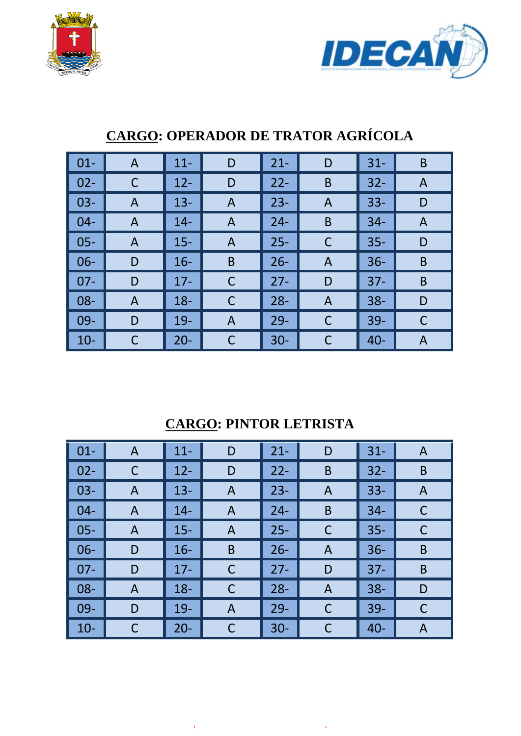## **CARGO: OPERADOR DE TRATOR AGRÍCOLA**

| | | | | | | | |
|---|---|---|---|---|---|---|---|
| 01- | A | 11- | D | 21- | D | 31- | B |
| 02- | C | 12- | D | 22- | B | 32- | A |
| 03- | A | 13- | A | 23- | A | 33- | D |
| 04- | A | 14- | A | 24- | B | 34- | A |
| 05- | A | 15- | A | 25- | C | 35- | D |
| 06- | D | 16- | B | 26- | A | 36- | B |
| 07- | D | 17- | C | 27- | D | 37- | B |
| 08- | A | 18- | C | 28- | A | 38- | D |
| 09- | D | 19- | A | 29- | C | 39- | C |
| 10- | C | 20- | C | 30- | C | 40- | A |

## **CARGO: PINTOR LETRISTA**

| | | | | | | | |
|---|---|---|---|---|---|---|---|
| 01- | A | 11- | D | 21- | D | 31- | A |
| 02- | C | 12- | D | 22- | B | 32- | B |
| 03- | A | 13- | A | 23- | A | 33- | A |
| 04- | A | 14- | A | 24- | B | 34- | C |
| 05- | A | 15- | A | 25- | C | 35- | C |
| 06- | D | 16- | B | 26- | A | 36- | B |
| 07- | D | 17- | C | 27- | D | 37- | B |
| 08- | A | 18- | C | 28- | A | 38- | D |
| 09- | D | 19- | A | 29- | C | 39- | C |
| 10- | C | 20- | C | 30- | C | 40- | A |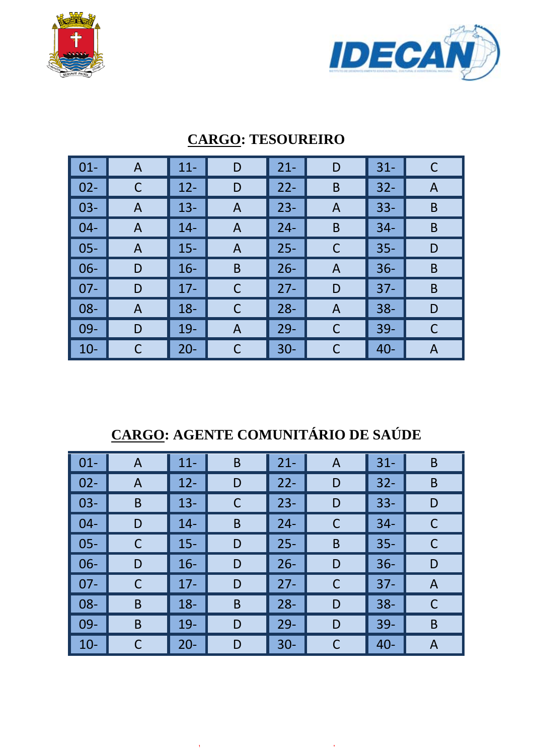## CARGO: TESOUREIRO

| | | | | | | | |
|---|---|---|---|---|---|---|---|
| 01- | A | 11- | D | 21- | D | 31- | C |
| 02- | C | 12- | D | 22- | B | 32- | A |
| 03- | A | 13- | A | 23- | A | 33- | B |
| 04- | A | 14- | A | 24- | B | 34- | B |
| 05- | A | 15- | A | 25- | C | 35- | D |
| 06- | D | 16- | B | 26- | A | 36- | B |
| 07- | D | 17- | C | 27- | D | 37- | B |
| 08- | A | 18- | C | 28- | A | 38- | D |
| 09- | D | 19- | A | 29- | C | 39- | C |
| 10- | C | 20- | C | 30- | C | 40- | A |

## CARGO: AGENTE COMUNITÁRIO DE SAÚDE

| | | | | | | | |
|---|---|---|---|---|---|---|---|
| 01- | A | 11- | B | 21- | A | 31- | B |
| 02- | A | 12- | D | 22- | D | 32- | B |
| 03- | B | 13- | C | 23- | D | 33- | D |
| 04- | D | 14- | B | 24- | C | 34- | C |
| 05- | C | 15- | D | 25- | B | 35- | C |
| 06- | D | 16- | D | 26- | D | 36- | D |
| 07- | C | 17- | D | 27- | C | 37- | A |
| 08- | B | 18- | B | 28- | D | 38- | C |
| 09- | B | 19- | D | 29- | D | 39- | B |
| 10- | C | 20- | D | 30- | C | 40- | A |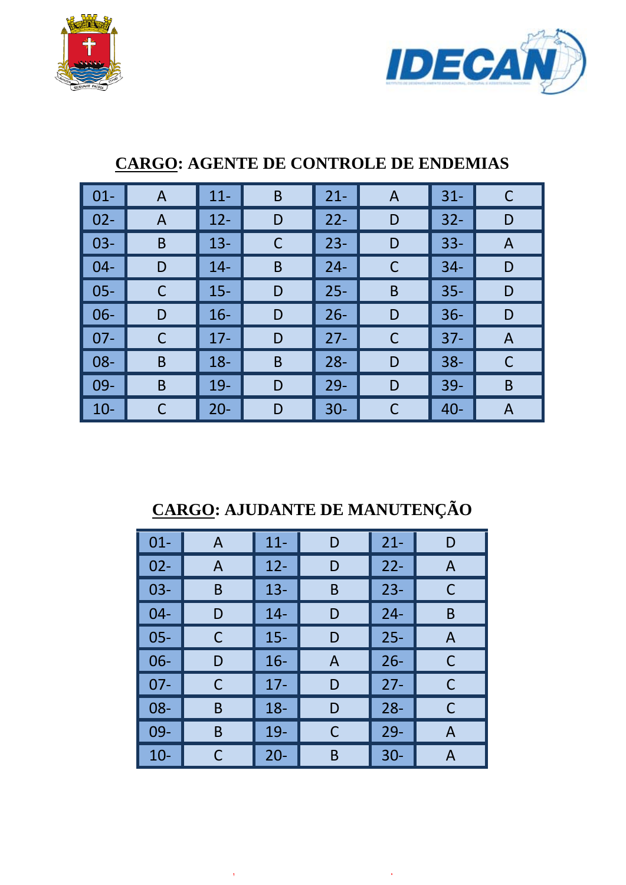## CARGO: AGENTE DE CONTROLE DE ENDEMIAS

| | | | | | | | |
|---|---|---|---|---|---|---|---|
| 01- | A | 11- | B | 21- | A | 31- | C |
| 02- | A | 12- | D | 22- | D | 32- | D |
| 03- | B | 13- | C | 23- | D | 33- | A |
| 04- | D | 14- | B | 24- | C | 34- | D |
| 05- | C | 15- | D | 25- | B | 35- | D |
| 06- | D | 16- | D | 26- | D | 36- | D |
| 07- | C | 17- | D | 27- | C | 37- | A |
| 08- | B | 18- | B | 28- | D | 38- | C |
| 09- | B | 19- | D | 29- | D | 39- | B |
| 10- | C | 20- | D | 30- | C | 40- | A |

## CARGO: AJUDANTE DE MANUTENÇÃO

| | | | | | |
|---|---|---|---|---|---|
| 01- | A | 11- | D | 21- | D |
| 02- | A | 12- | D | 22- | A |
| 03- | B | 13- | B | 23- | C |
| 04- | D | 14- | D | 24- | B |
| 05- | C | 15- | D | 25- | A |
| 06- | D | 16- | A | 26- | C |
| 07- | C | 17- | D | 27- | C |
| 08- | B | 18- | D | 28- | C |
| 09- | B | 19- | C | 29- | A |
| 10- | C | 20- | B | 30- | A |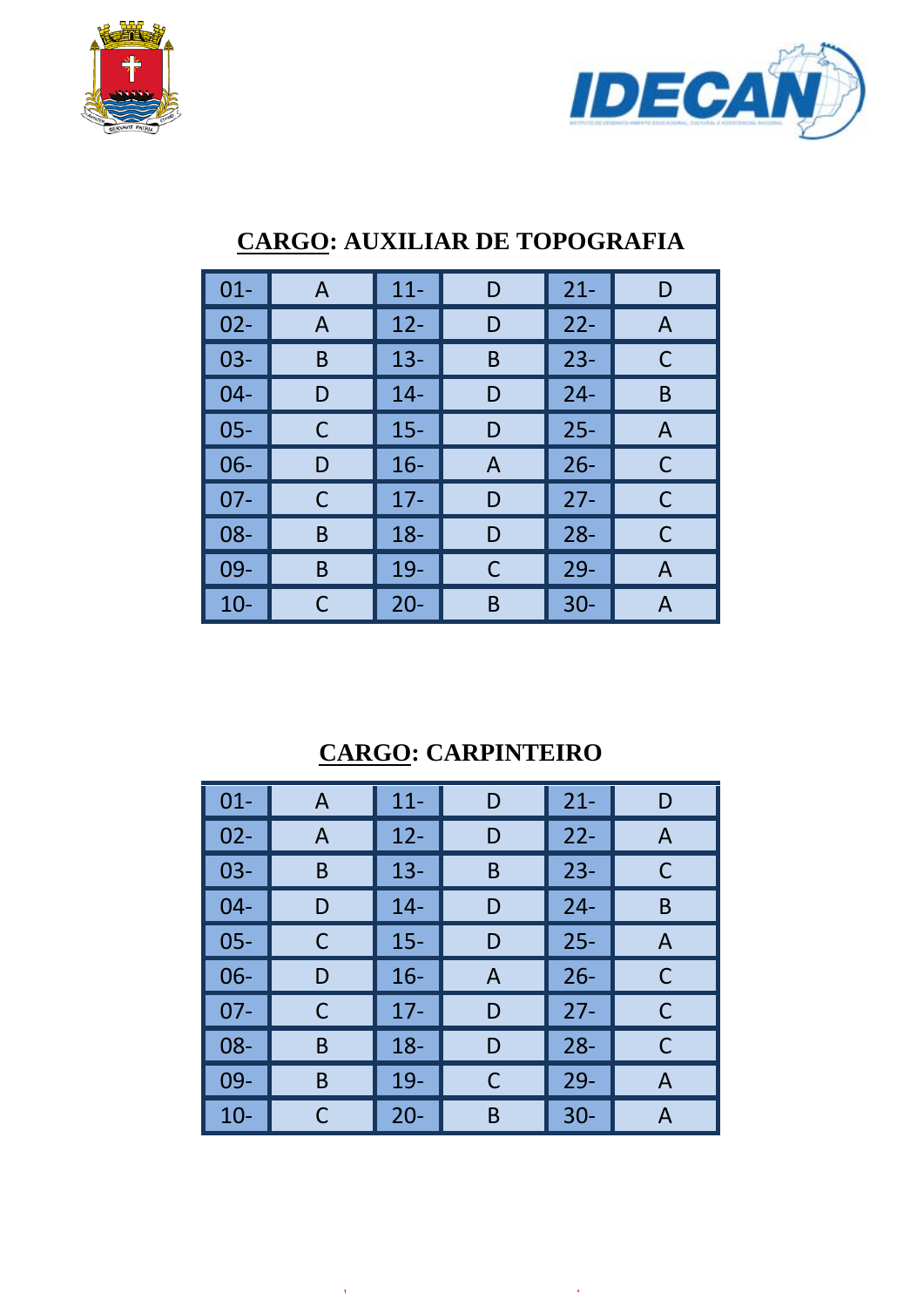## CARGO: AUXILIAR DE TOPOGRAFIA

| | | | | | |
|---|---|---|---|---|---|
| 01- | A | 11- | D | 21- | D |
| 02- | A | 12- | D | 22- | A |
| 03- | B | 13- | B | 23- | C |
| 04- | D | 14- | D | 24- | B |
| 05- | C | 15- | D | 25- | A |
| 06- | D | 16- | A | 26- | C |
| 07- | C | 17- | D | 27- | C |
| 08- | B | 18- | D | 28- | C |
| 09- | B | 19- | C | 29- | A |
| 10- | C | 20- | B | 30- | A |

## CARGO: CARPINTEIRO

| | | | | | |
|---|---|---|---|---|---|
| 01- | A | 11- | D | 21- | D |
| 02- | A | 12- | D | 22- | A |
| 03- | B | 13- | B | 23- | C |
| 04- | D | 14- | D | 24- | B |
| 05- | C | 15- | D | 25- | A |
| 06- | D | 16- | A | 26- | C |
| 07- | C | 17- | D | 27- | C |
| 08- | B | 18- | D | 28- | C |
| 09- | B | 19- | C | 29- | A |
| 10- | C | 20- | B | 30- | A |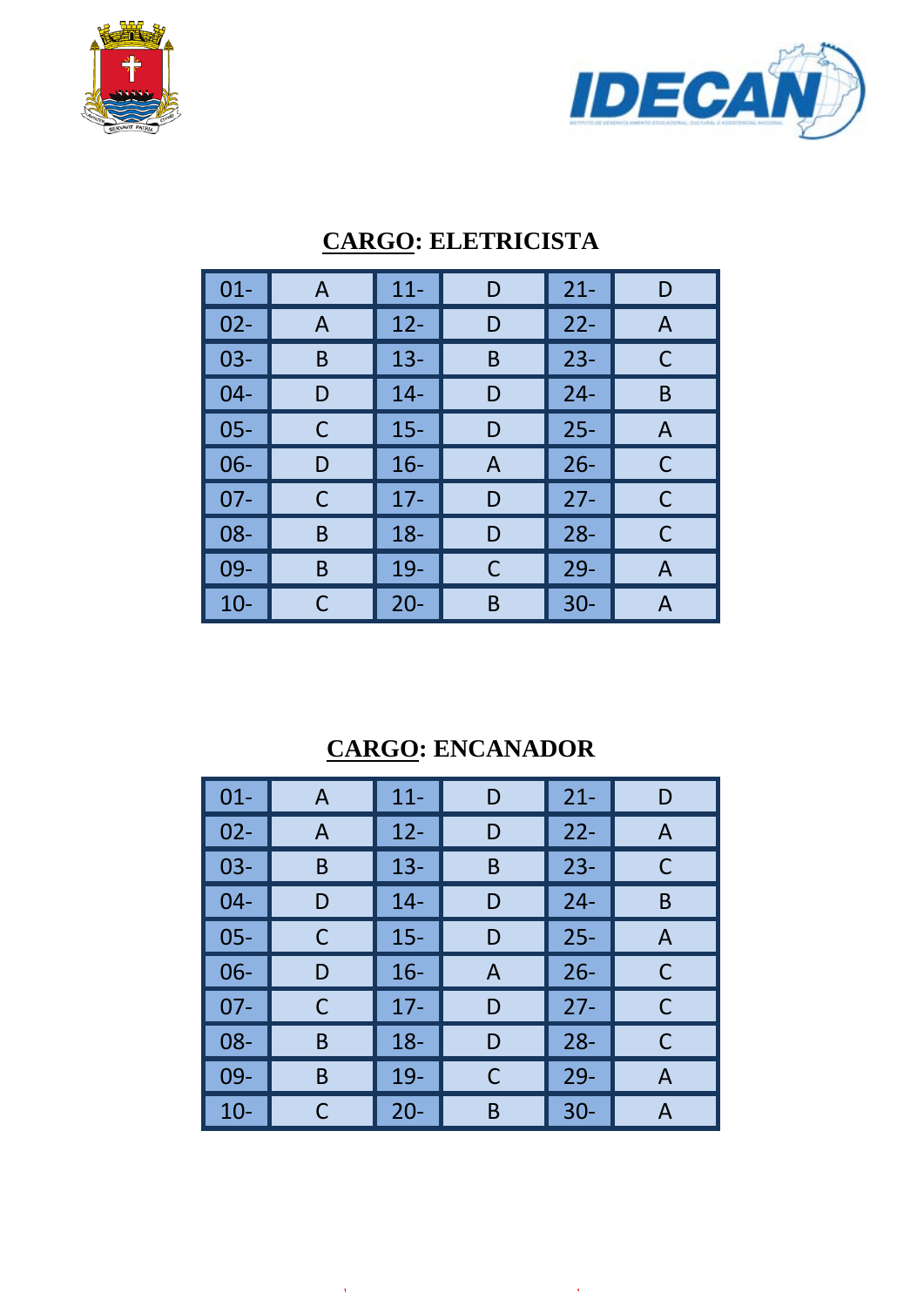## CARGO: ELETRICISTA

| | | | | | |
|---|---|---|---|---|---|
| 01- | A | 11- | D | 21- | D |
| 02- | A | 12- | D | 22- | A |
| 03- | B | 13- | B | 23- | C |
| 04- | D | 14- | D | 24- | B |
| 05- | C | 15- | D | 25- | A |
| 06- | D | 16- | A | 26- | C |
| 07- | C | 17- | D | 27- | C |
| 08- | B | 18- | D | 28- | C |
| 09- | B | 19- | C | 29- | A |
| 10- | C | 20- | B | 30- | A |

## CARGO: ENCANADOR

| | | | | | |
|---|---|---|---|---|---|
| 01- | A | 11- | D | 21- | D |
| 02- | A | 12- | D | 22- | A |
| 03- | B | 13- | B | 23- | C |
| 04- | D | 14- | D | 24- | B |
| 05- | C | 15- | D | 25- | A |
| 06- | D | 16- | A | 26- | C |
| 07- | C | 17- | D | 27- | C |
| 08- | B | 18- | D | 28- | C |
| 09- | B | 19- | C | 29- | A |
| 10- | C | 20- | B | 30- | A |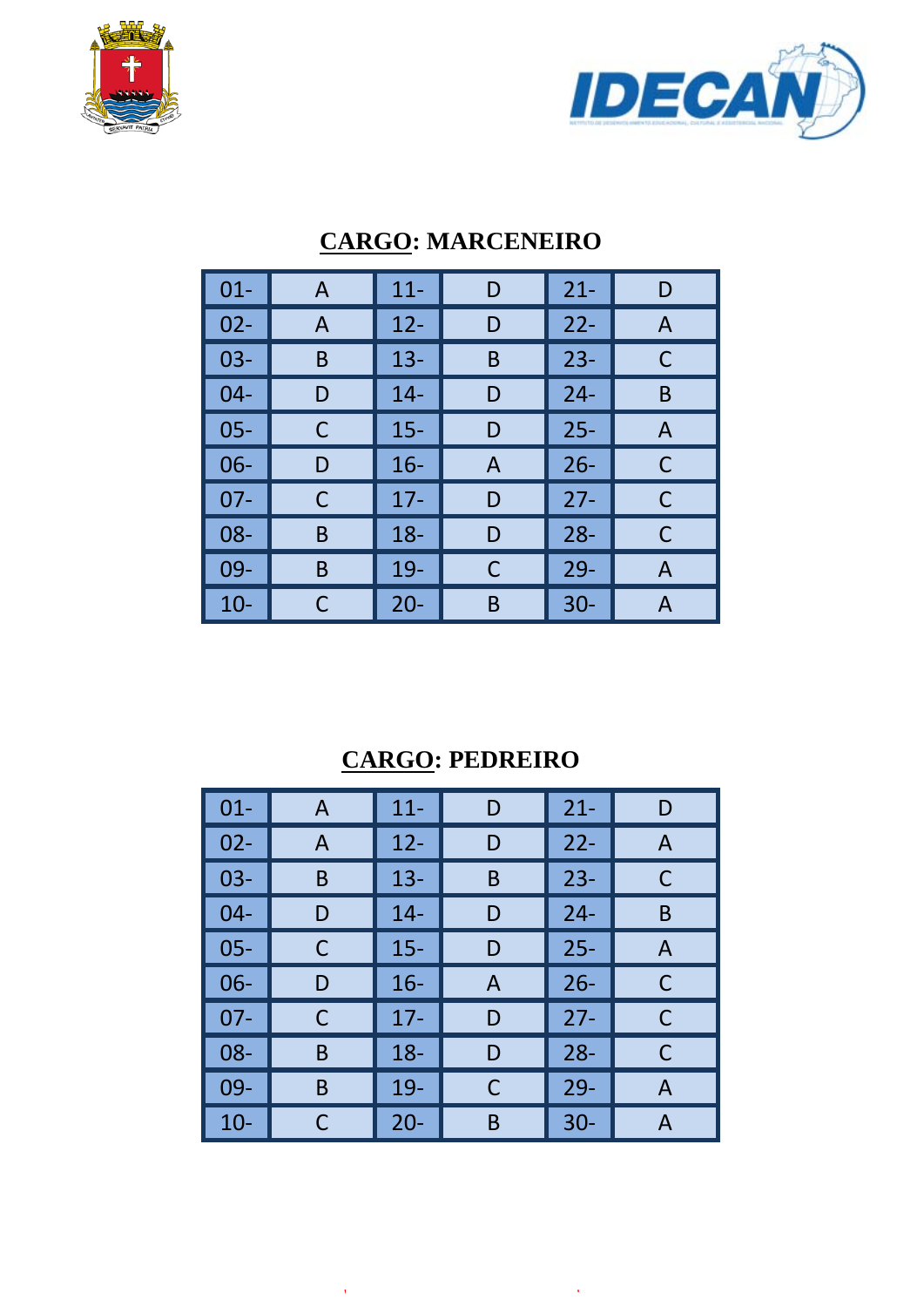## CARGO: MARCENEIRO

| | | | | | |
|---|---|---|---|---|---|
| 01- | A | 11- | D | 21- | D |
| 02- | A | 12- | D | 22- | A |
| 03- | B | 13- | B | 23- | C |
| 04- | D | 14- | D | 24- | B |
| 05- | C | 15- | D | 25- | A |
| 06- | D | 16- | A | 26- | C |
| 07- | C | 17- | D | 27- | C |
| 08- | B | 18- | D | 28- | C |
| 09- | B | 19- | C | 29- | A |
| 10- | C | 20- | B | 30- | A |

## CARGO: PEDREIRO

| | | | | | |
|---|---|---|---|---|---|
| 01- | A | 11- | D | 21- | D |
| 02- | A | 12- | D | 22- | A |
| 03- | B | 13- | B | 23- | C |
| 04- | D | 14- | D | 24- | B |
| 05- | C | 15- | D | 25- | A |
| 06- | D | 16- | A | 26- | C |
| 07- | C | 17- | D | 27- | C |
| 08- | B | 18- | D | 28- | C |
| 09- | B | 19- | C | 29- | A |
| 10- | C | 20- | B | 30- | A |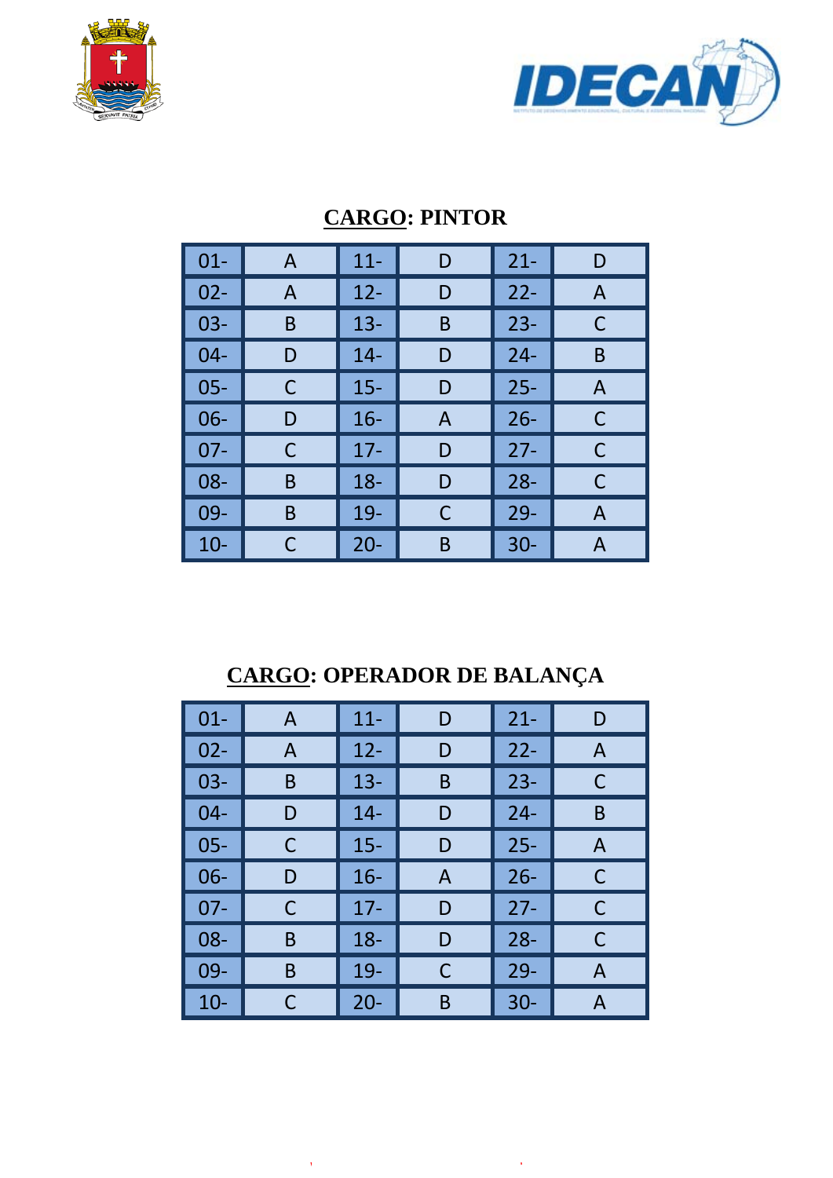## **<u>CARGO</u>: PINTOR**

| 01- | A | 11- | D | 21- | D |
|---|---|---|---|---|---|
| 02- | A | 12- | D | 22- | A |
| 03- | B | 13- | B | 23- | C |
| 04- | D | 14- | D | 24- | B |
| 05- | C | 15- | D | 25- | A |
| 06- | D | 16- | A | 26- | C |
| 07- | C | 17- | D | 27- | C |
| 08- | B | 18- | D | 28- | C |
| 09- | B | 19- | C | 29- | A |
| 10- | C | 20- | B | 30- | A |

## **<u>CARGO</u>: OPERADOR DE BALANÇA**

| 01- | A | 11- | D | 21- | D |
|---|---|---|---|---|---|
| 02- | A | 12- | D | 22- | A |
| 03- | B | 13- | B | 23- | C |
| 04- | D | 14- | D | 24- | B |
| 05- | C | 15- | D | 25- | A |
| 06- | D | 16- | A | 26- | C |
| 07- | C | 17- | D | 27- | C |
| 08- | B | 18- | D | 28- | C |
| 09- | B | 19- | C | 29- | A |
| 10- | C | 20- | B | 30- | A |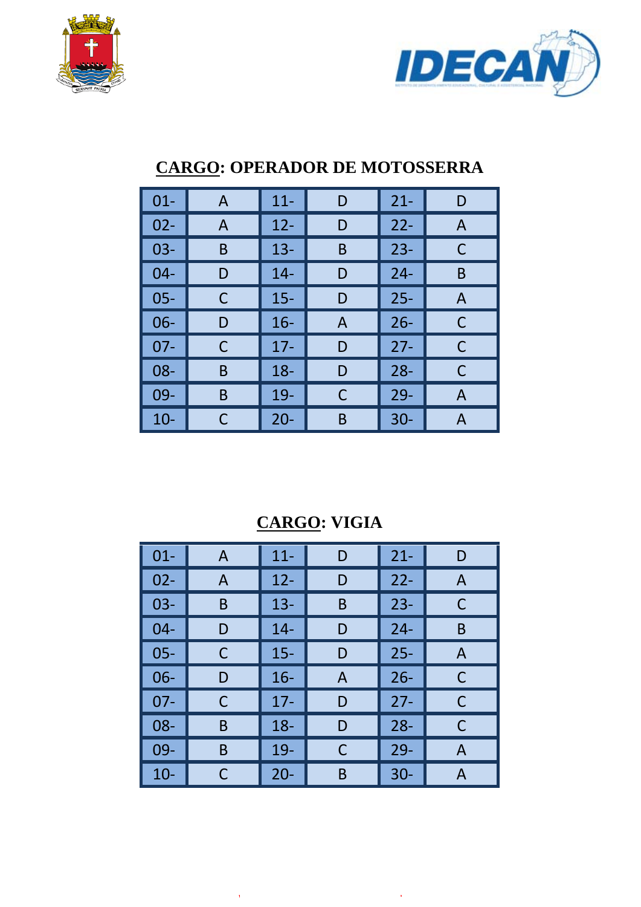## CARGO: OPERADOR DE MOTOSSERRA

| | | | | | |
|---|---|---|---|---|---|
| 01- | A | 11- | D | 21- | D |
| 02- | A | 12- | D | 22- | A |
| 03- | B | 13- | B | 23- | C |
| 04- | D | 14- | D | 24- | B |
| 05- | C | 15- | D | 25- | A |
| 06- | D | 16- | A | 26- | C |
| 07- | C | 17- | D | 27- | C |
| 08- | B | 18- | D | 28- | C |
| 09- | B | 19- | C | 29- | A |
| 10- | C | 20- | B | 30- | A |

## CARGO: VIGIA

| | | | | | |
|---|---|---|---|---|---|
| 01- | A | 11- | D | 21- | D |
| 02- | A | 12- | D | 22- | A |
| 03- | B | 13- | B | 23- | C |
| 04- | D | 14- | D | 24- | B |
| 05- | C | 15- | D | 25- | A |
| 06- | D | 16- | A | 26- | C |
| 07- | C | 17- | D | 27- | C |
| 08- | B | 18- | D | 28- | C |
| 09- | B | 19- | C | 29- | A |
| 10- | C | 20- | B | 30- | A |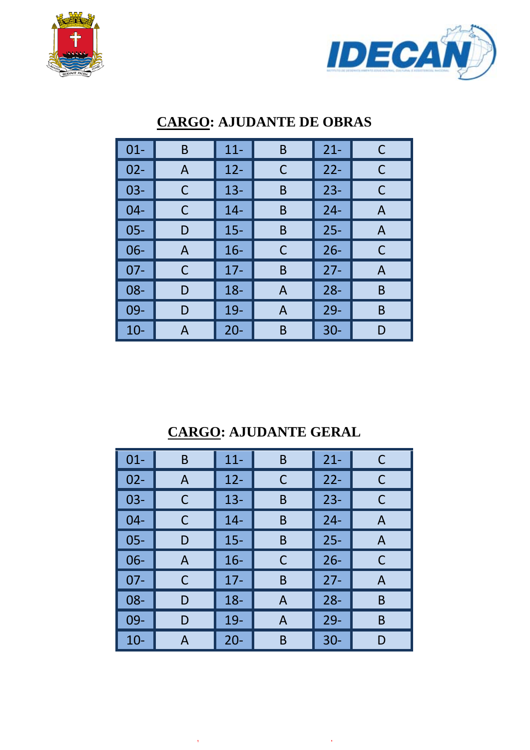## CARGO: AJUDANTE DE OBRAS

| | | | | | |
|---|---|---|---|---|---|
| 01- | B | 11- | B | 21- | C |
| 02- | A | 12- | C | 22- | C |
| 03- | C | 13- | B | 23- | C |
| 04- | C | 14- | B | 24- | A |
| 05- | D | 15- | B | 25- | A |
| 06- | A | 16- | C | 26- | C |
| 07- | C | 17- | B | 27- | A |
| 08- | D | 18- | A | 28- | B |
| 09- | D | 19- | A | 29- | B |
| 10- | A | 20- | B | 30- | D |

## CARGO: AJUDANTE GERAL

| | | | | | |
|---|---|---|---|---|---|
| 01- | B | 11- | B | 21- | C |
| 02- | A | 12- | C | 22- | C |
| 03- | C | 13- | B | 23- | C |
| 04- | C | 14- | B | 24- | A |
| 05- | D | 15- | B | 25- | A |
| 06- | A | 16- | C | 26- | C |
| 07- | C | 17- | B | 27- | A |
| 08- | D | 18- | A | 28- | B |
| 09- | D | 19- | A | 29- | B |
| 10- | A | 20- | B | 30- | D |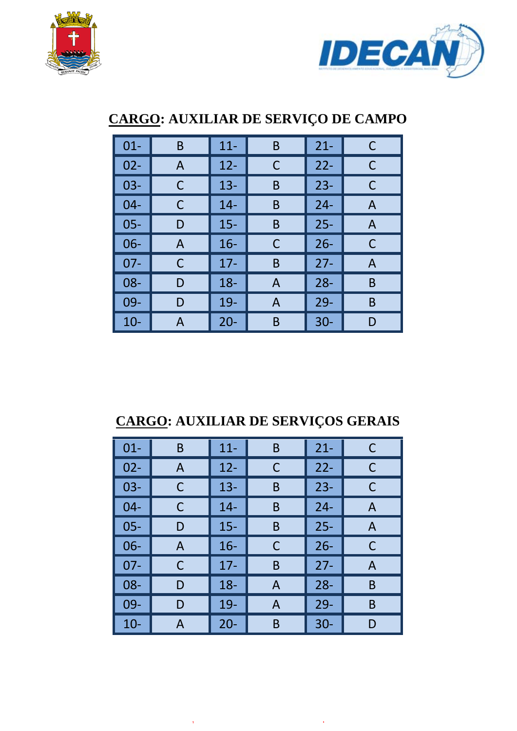## CARGO: AUXILIAR DE SERVIÇO DE CAMPO

| | | | | | |
|---|---|---|---|---|---|
| 01- | B | 11- | B | 21- | C |
| 02- | A | 12- | C | 22- | C |
| 03- | C | 13- | B | 23- | C |
| 04- | C | 14- | B | 24- | A |
| 05- | D | 15- | B | 25- | A |
| 06- | A | 16- | C | 26- | C |
| 07- | C | 17- | B | 27- | A |
| 08- | D | 18- | A | 28- | B |
| 09- | D | 19- | A | 29- | B |
| 10- | A | 20- | B | 30- | D |

## CARGO: AUXILIAR DE SERVIÇOS GERAIS

| | | | | | |
|---|---|---|---|---|---|
| 01- | B | 11- | B | 21- | C |
| 02- | A | 12- | C | 22- | C |
| 03- | C | 13- | B | 23- | C |
| 04- | C | 14- | B | 24- | A |
| 05- | D | 15- | B | 25- | A |
| 06- | A | 16- | C | 26- | C |
| 07- | C | 17- | B | 27- | A |
| 08- | D | 18- | A | 28- | B |
| 09- | D | 19- | A | 29- | B |
| 10- | A | 20- | B | 30- | D |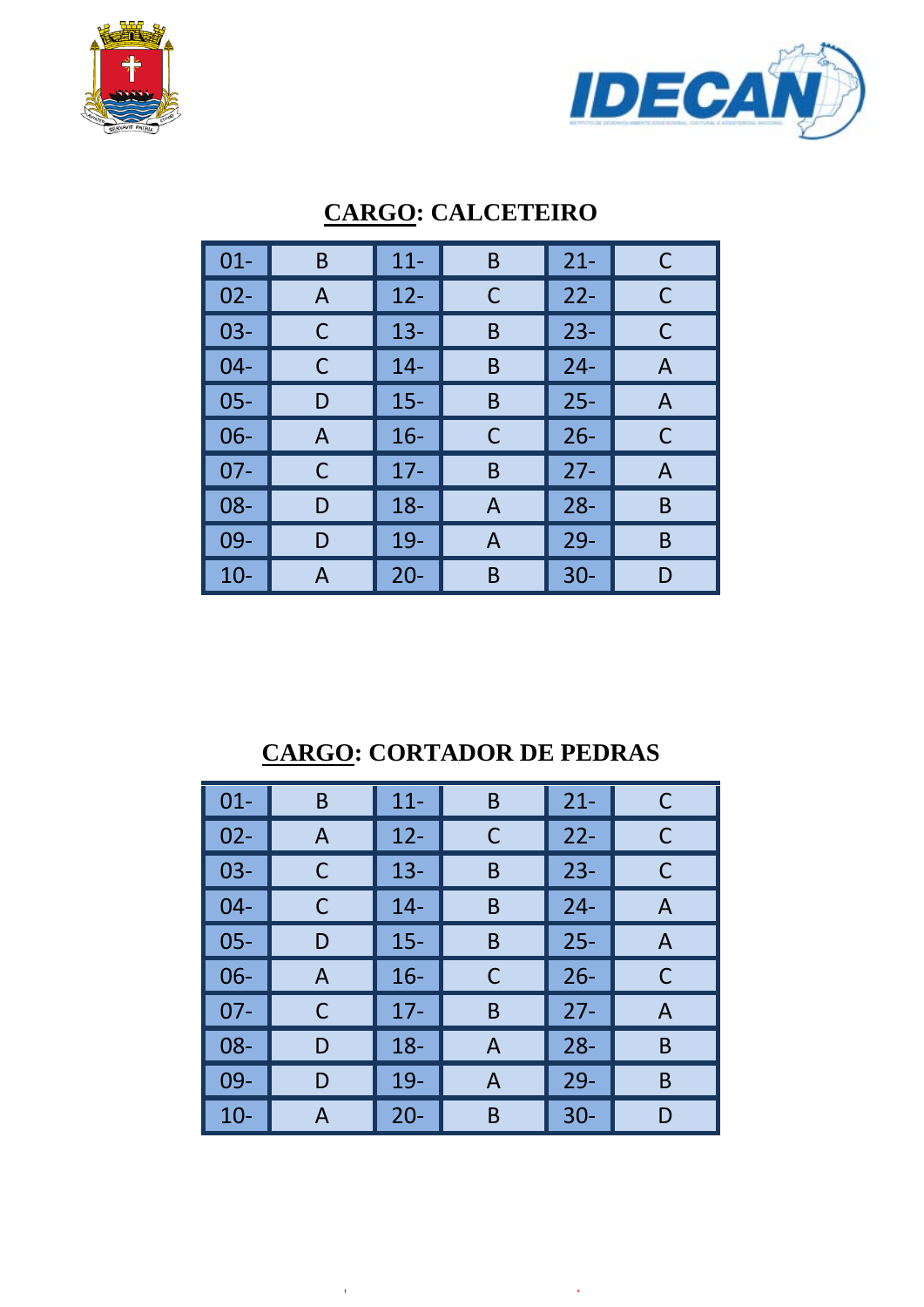## CARGO: CALCETEIRO

| | | | | | |
|---|---|---|---|---|---|
| 01- | B | 11- | B | 21- | C |
| 02- | A | 12- | C | 22- | C |
| 03- | C | 13- | B | 23- | C |
| 04- | C | 14- | B | 24- | A |
| 05- | D | 15- | B | 25- | A |
| 06- | A | 16- | C | 26- | C |
| 07- | C | 17- | B | 27- | A |
| 08- | D | 18- | A | 28- | B |
| 09- | D | 19- | A | 29- | B |
| 10- | A | 20- | B | 30- | D |

## CARGO: CORTADOR DE PEDRAS

| | | | | | |
|---|---|---|---|---|---|
| 01- | B | 11- | B | 21- | C |
| 02- | A | 12- | C | 22- | C |
| 03- | C | 13- | B | 23- | C |
| 04- | C | 14- | B | 24- | A |
| 05- | D | 15- | B | 25- | A |
| 06- | A | 16- | C | 26- | C |
| 07- | C | 17- | B | 27- | A |
| 08- | D | 18- | A | 28- | B |
| 09- | D | 19- | A | 29- | B |
| 10- | A | 20- | B | 30- | D |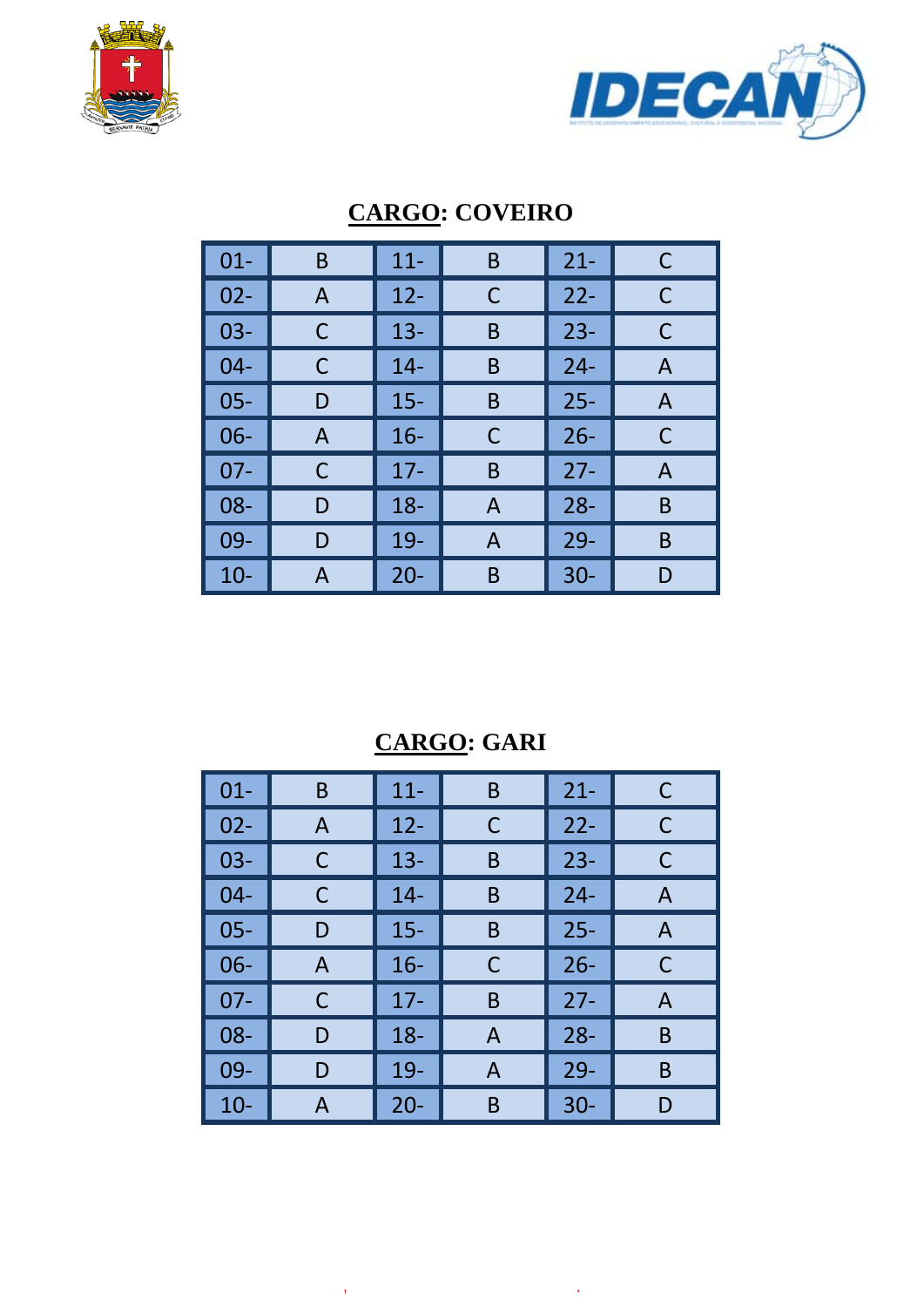## CARGO: COVEIRO

| 01- | B | 11- | B | 21- | C |
|---|---|---|---|---|---|
| 02- | A | 12- | C | 22- | C |
| 03- | C | 13- | B | 23- | C |
| 04- | C | 14- | B | 24- | A |
| 05- | D | 15- | B | 25- | A |
| 06- | A | 16- | C | 26- | C |
| 07- | C | 17- | B | 27- | A |
| 08- | D | 18- | A | 28- | B |
| 09- | D | 19- | A | 29- | B |
| 10- | A | 20- | B | 30- | D |

## CARGO: GARI

| 01- | B | 11- | B | 21- | C |
|---|---|---|---|---|---|
| 02- | A | 12- | C | 22- | C |
| 03- | C | 13- | B | 23- | C |
| 04- | C | 14- | B | 24- | A |
| 05- | D | 15- | B | 25- | A |
| 06- | A | 16- | C | 26- | C |
| 07- | C | 17- | B | 27- | A |
| 08- | D | 18- | A | 28- | B |
| 09- | D | 19- | A | 29- | B |
| 10- | A | 20- | B | 30- | D |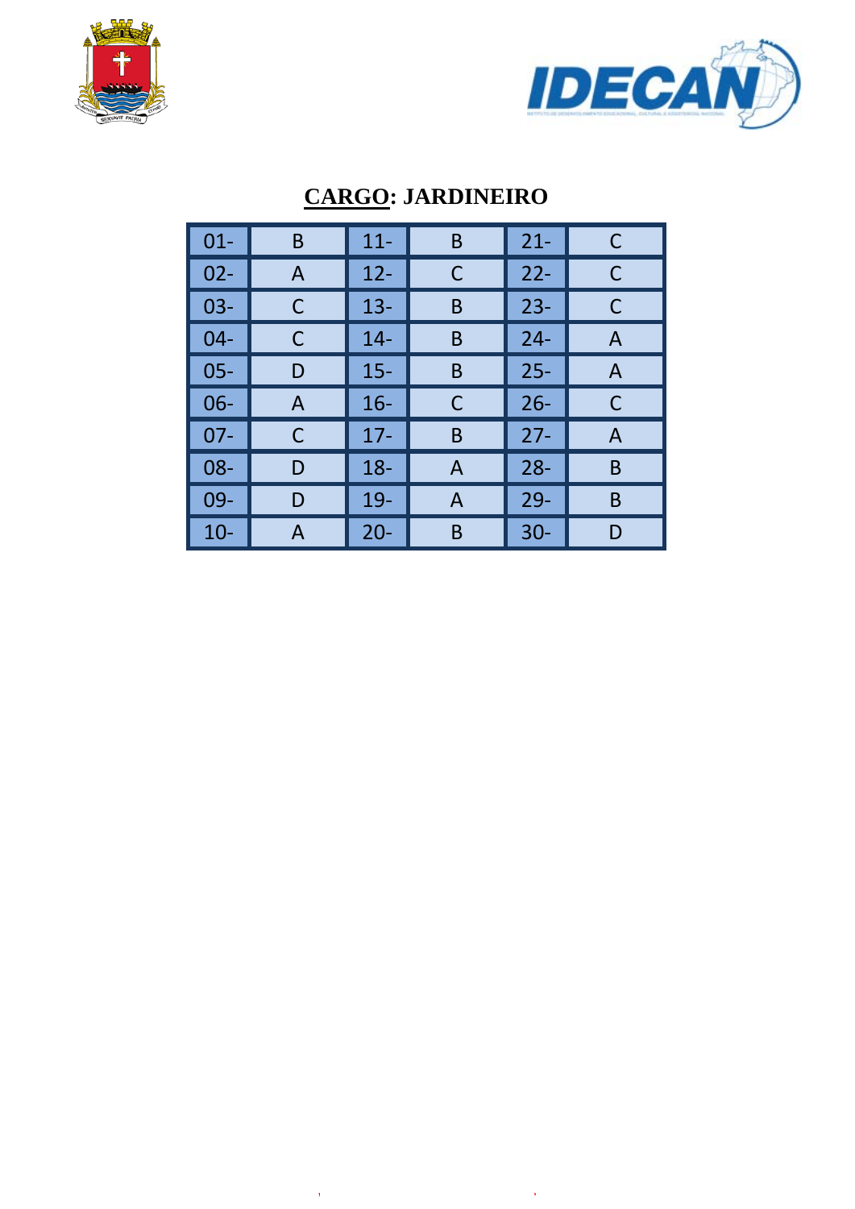## CARGO: JARDINEIRO

| | | | | | |
|---|---|---|---|---|---|
| 01- | B | 11- | B | 21- | C |
| 02- | A | 12- | C | 22- | C |
| 03- | C | 13- | B | 23- | C |
| 04- | C | 14- | B | 24- | A |
| 05- | D | 15- | B | 25- | A |
| 06- | A | 16- | C | 26- | C |
| 07- | C | 17- | B | 27- | A |
| 08- | D | 18- | A | 28- | B |
| 09- | D | 19- | A | 29- | B |
| 10- | A | 20- | B | 30- | D |